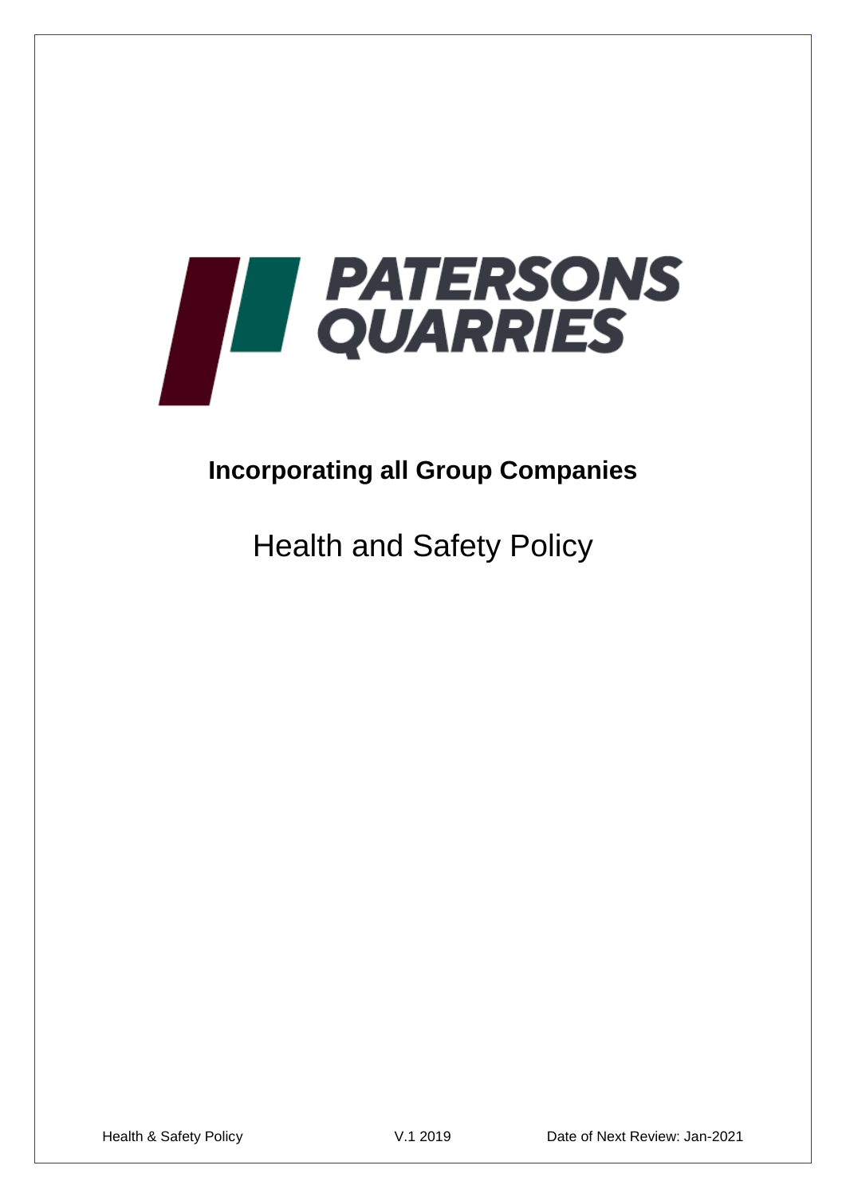# PATERSONS QUARRIES

## Incorporating all Group Companies

# Health and Safety Policy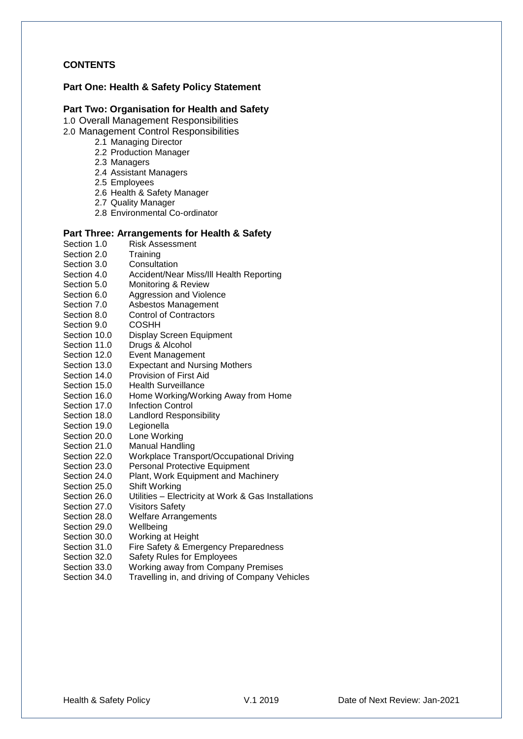## CONTENTS

### Part One: Health & Safety Policy Statement

### Part Two: Organisation for Health and Safety

1.0 Overall Management Responsibilities

2.0 Management Control Responsibilities

- 2.1 Managing Director
- 2.2 Production Manager
- 2.3 Managers
- 2.4 Assistant Managers
- 2.5 Employees
- 2.6 Health & Safety Manager
- 2.7 Quality Manager
- 2.8 Environmental Co-ordinator

### Part Three: Arrangements for Health & Safety

| | |
|---|---|
| Section 1.0 | Risk Assessment |
| Section 2.0 | Training |
| Section 3.0 | Consultation |
| Section 4.0 | Accident/Near Miss/Ill Health Reporting |
| Section 5.0 | Monitoring & Review |
| Section 6.0 | Aggression and Violence |
| Section 7.0 | Asbestos Management |
| Section 8.0 | Control of Contractors |
| Section 9.0 | COSHH |
| Section 10.0 | Display Screen Equipment |
| Section 11.0 | Drugs & Alcohol |
| Section 12.0 | Event Management |
| Section 13.0 | Expectant and Nursing Mothers |
| Section 14.0 | Provision of First Aid |
| Section 15.0 | Health Surveillance |
| Section 16.0 | Home Working/Working Away from Home |
| Section 17.0 | Infection Control |
| Section 18.0 | Landlord Responsibility |
| Section 19.0 | Legionella |
| Section 20.0 | Lone Working |
| Section 21.0 | Manual Handling |
| Section 22.0 | Workplace Transport/Occupational Driving |
| Section 23.0 | Personal Protective Equipment |
| Section 24.0 | Plant, Work Equipment and Machinery |
| Section 25.0 | Shift Working |
| Section 26.0 | Utilities – Electricity at Work & Gas Installations |
| Section 27.0 | Visitors Safety |
| Section 28.0 | Welfare Arrangements |
| Section 29.0 | Wellbeing |
| Section 30.0 | Working at Height |
| Section 31.0 | Fire Safety & Emergency Preparedness |
| Section 32.0 | Safety Rules for Employees |
| Section 33.0 | Working away from Company Premises |
| Section 34.0 | Travelling in, and driving of Company Vehicles |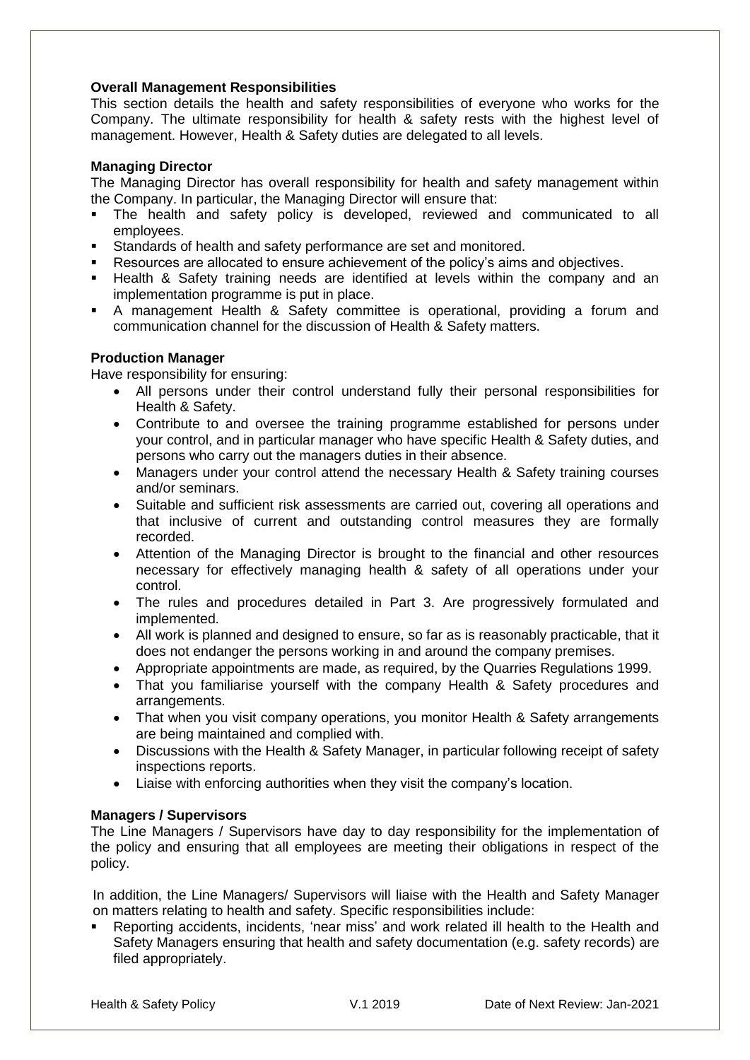**Overall Management Responsibilities**

This section details the health and safety responsibilities of everyone who works for the Company. The ultimate responsibility for health & safety rests with the highest level of management. However, Health & Safety duties are delegated to all levels.

**Managing Director**

The Managing Director has overall responsibility for health and safety management within the Company. In particular, the Managing Director will ensure that:

- The health and safety policy is developed, reviewed and communicated to all employees.
- Standards of health and safety performance are set and monitored.
- Resources are allocated to ensure achievement of the policy's aims and objectives.
- Health & Safety training needs are identified at levels within the company and an implementation programme is put in place.
- A management Health & Safety committee is operational, providing a forum and communication channel for the discussion of Health & Safety matters.

**Production Manager**

Have responsibility for ensuring:

- All persons under their control understand fully their personal responsibilities for Health & Safety.
- Contribute to and oversee the training programme established for persons under your control, and in particular manager who have specific Health & Safety duties, and persons who carry out the managers duties in their absence.
- Managers under your control attend the necessary Health & Safety training courses and/or seminars.
- Suitable and sufficient risk assessments are carried out, covering all operations and that inclusive of current and outstanding control measures they are formally recorded.
- Attention of the Managing Director is brought to the financial and other resources necessary for effectively managing health & safety of all operations under your control.
- The rules and procedures detailed in Part 3. Are progressively formulated and implemented.
- All work is planned and designed to ensure, so far as is reasonably practicable, that it does not endanger the persons working in and around the company premises.
- Appropriate appointments are made, as required, by the Quarries Regulations 1999.
- That you familiarise yourself with the company Health & Safety procedures and arrangements.
- That when you visit company operations, you monitor Health & Safety arrangements are being maintained and complied with.
- Discussions with the Health & Safety Manager, in particular following receipt of safety inspections reports.
- Liaise with enforcing authorities when they visit the company's location.

**Managers / Supervisors**

The Line Managers / Supervisors have day to day responsibility for the implementation of the policy and ensuring that all employees are meeting their obligations in respect of the policy.

In addition, the Line Managers/ Supervisors will liaise with the Health and Safety Manager on matters relating to health and safety. Specific responsibilities include:

- Reporting accidents, incidents, 'near miss' and work related ill health to the Health and Safety Managers ensuring that health and safety documentation (e.g. safety records) are filed appropriately.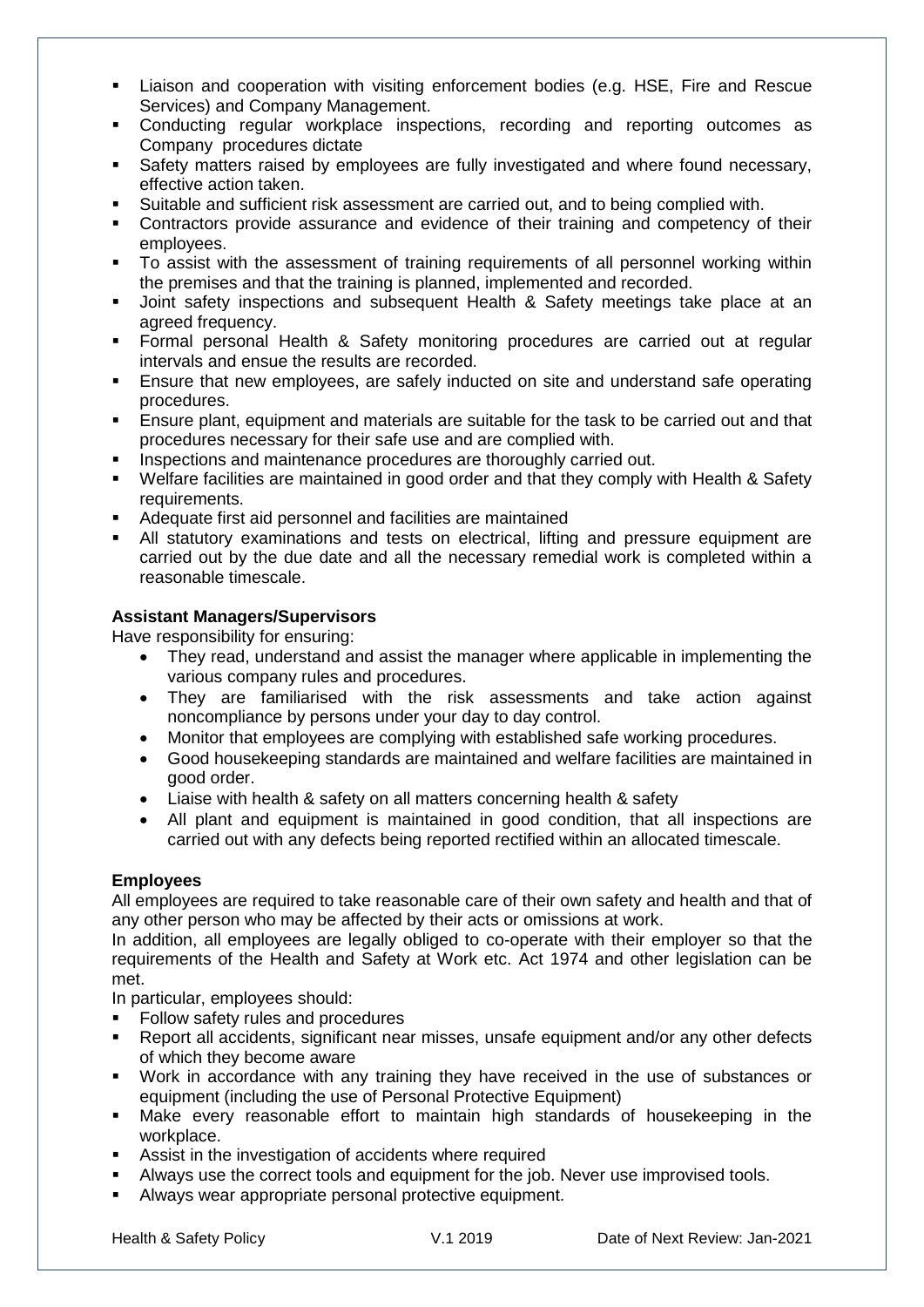- Liaison and cooperation with visiting enforcement bodies (e.g. HSE, Fire and Rescue Services) and Company Management.
- Conducting regular workplace inspections, recording and reporting outcomes as Company procedures dictate
- Safety matters raised by employees are fully investigated and where found necessary, effective action taken.
- Suitable and sufficient risk assessment are carried out, and to being complied with.
- Contractors provide assurance and evidence of their training and competency of their employees.
- To assist with the assessment of training requirements of all personnel working within the premises and that the training is planned, implemented and recorded.
- Joint safety inspections and subsequent Health & Safety meetings take place at an agreed frequency.
- Formal personal Health & Safety monitoring procedures are carried out at regular intervals and ensue the results are recorded.
- Ensure that new employees, are safely inducted on site and understand safe operating procedures.
- Ensure plant, equipment and materials are suitable for the task to be carried out and that procedures necessary for their safe use and are complied with.
- Inspections and maintenance procedures are thoroughly carried out.
- Welfare facilities are maintained in good order and that they comply with Health & Safety requirements.
- Adequate first aid personnel and facilities are maintained
- All statutory examinations and tests on electrical, lifting and pressure equipment are carried out by the due date and all the necessary remedial work is completed within a reasonable timescale.

**Assistant Managers/Supervisors**

Have responsibility for ensuring:

- They read, understand and assist the manager where applicable in implementing the various company rules and procedures.
- They are familiarised with the risk assessments and take action against noncompliance by persons under your day to day control.
- Monitor that employees are complying with established safe working procedures.
- Good housekeeping standards are maintained and welfare facilities are maintained in good order.
- Liaise with health & safety on all matters concerning health & safety
- All plant and equipment is maintained in good condition, that all inspections are carried out with any defects being reported rectified within an allocated timescale.

**Employees**

All employees are required to take reasonable care of their own safety and health and that of any other person who may be affected by their acts or omissions at work.

In addition, all employees are legally obliged to co-operate with their employer so that the requirements of the Health and Safety at Work etc. Act 1974 and other legislation can be met.

In particular, employees should:

- Follow safety rules and procedures
- Report all accidents, significant near misses, unsafe equipment and/or any other defects of which they become aware
- Work in accordance with any training they have received in the use of substances or equipment (including the use of Personal Protective Equipment)
- Make every reasonable effort to maintain high standards of housekeeping in the workplace.
- Assist in the investigation of accidents where required
- Always use the correct tools and equipment for the job. Never use improvised tools.
- Always wear appropriate personal protective equipment.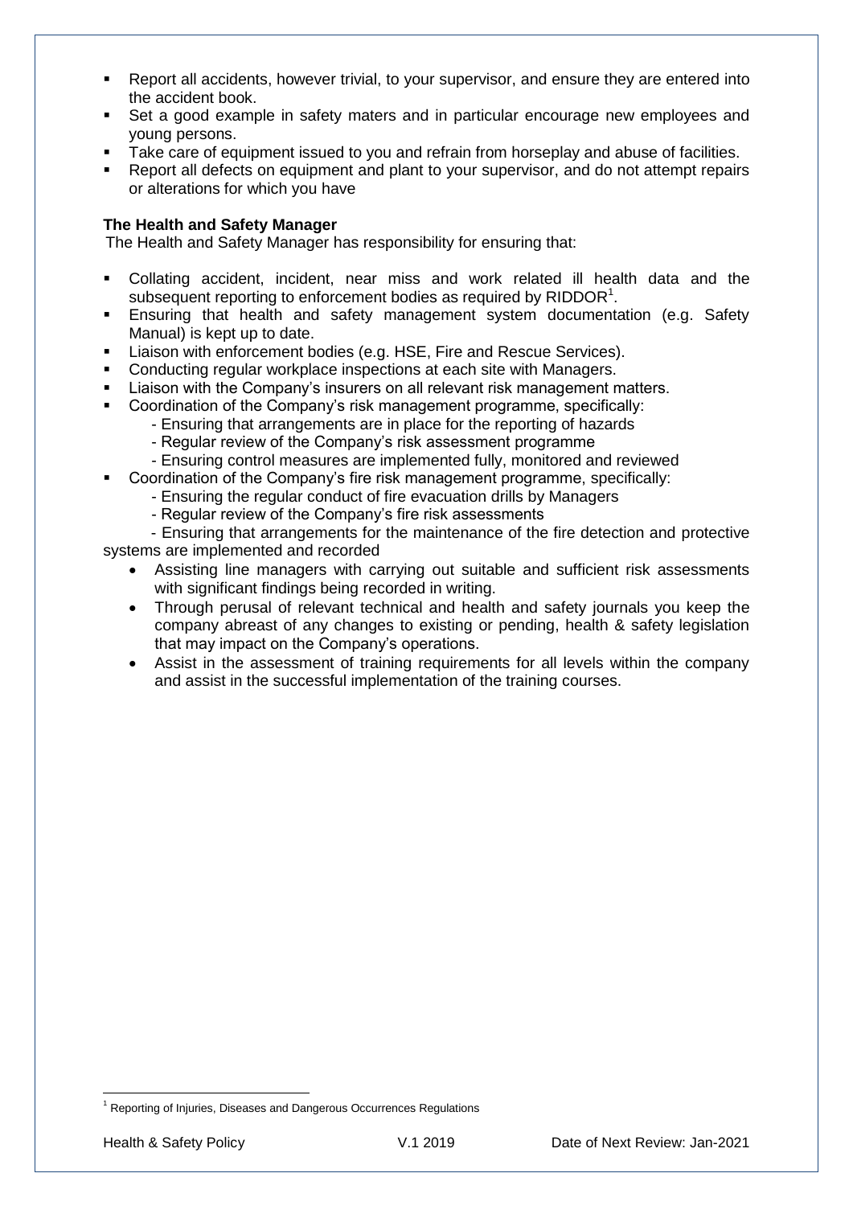- Report all accidents, however trivial, to your supervisor, and ensure they are entered into the accident book.
- Set a good example in safety maters and in particular encourage new employees and young persons.
- Take care of equipment issued to you and refrain from horseplay and abuse of facilities.
- Report all defects on equipment and plant to your supervisor, and do not attempt repairs or alterations for which you have

**The Health and Safety Manager**

The Health and Safety Manager has responsibility for ensuring that:

- Collating accident, incident, near miss and work related ill health data and the subsequent reporting to enforcement bodies as required by RIDDOR[1].
- Ensuring that health and safety management system documentation (e.g. Safety Manual) is kept up to date.
- Liaison with enforcement bodies (e.g. HSE, Fire and Rescue Services).
- Conducting regular workplace inspections at each site with Managers.
- Liaison with the Company's insurers on all relevant risk management matters.
- Coordination of the Company's risk management programme, specifically:
  - Ensuring that arrangements are in place for the reporting of hazards
  - Regular review of the Company's risk assessment programme
  - Ensuring control measures are implemented fully, monitored and reviewed
- Coordination of the Company's fire risk management programme, specifically:
  - Ensuring the regular conduct of fire evacuation drills by Managers
  - Regular review of the Company's fire risk assessments
  - Ensuring that arrangements for the maintenance of the fire detection and protective systems are implemented and recorded
- Assisting line managers with carrying out suitable and sufficient risk assessments with significant findings being recorded in writing.
- Through perusal of relevant technical and health and safety journals you keep the company abreast of any changes to existing or pending, health & safety legislation that may impact on the Company's operations.
- Assist in the assessment of training requirements for all levels within the company and assist in the successful implementation of the training courses.

[1] Reporting of Injuries, Diseases and Dangerous Occurrences Regulations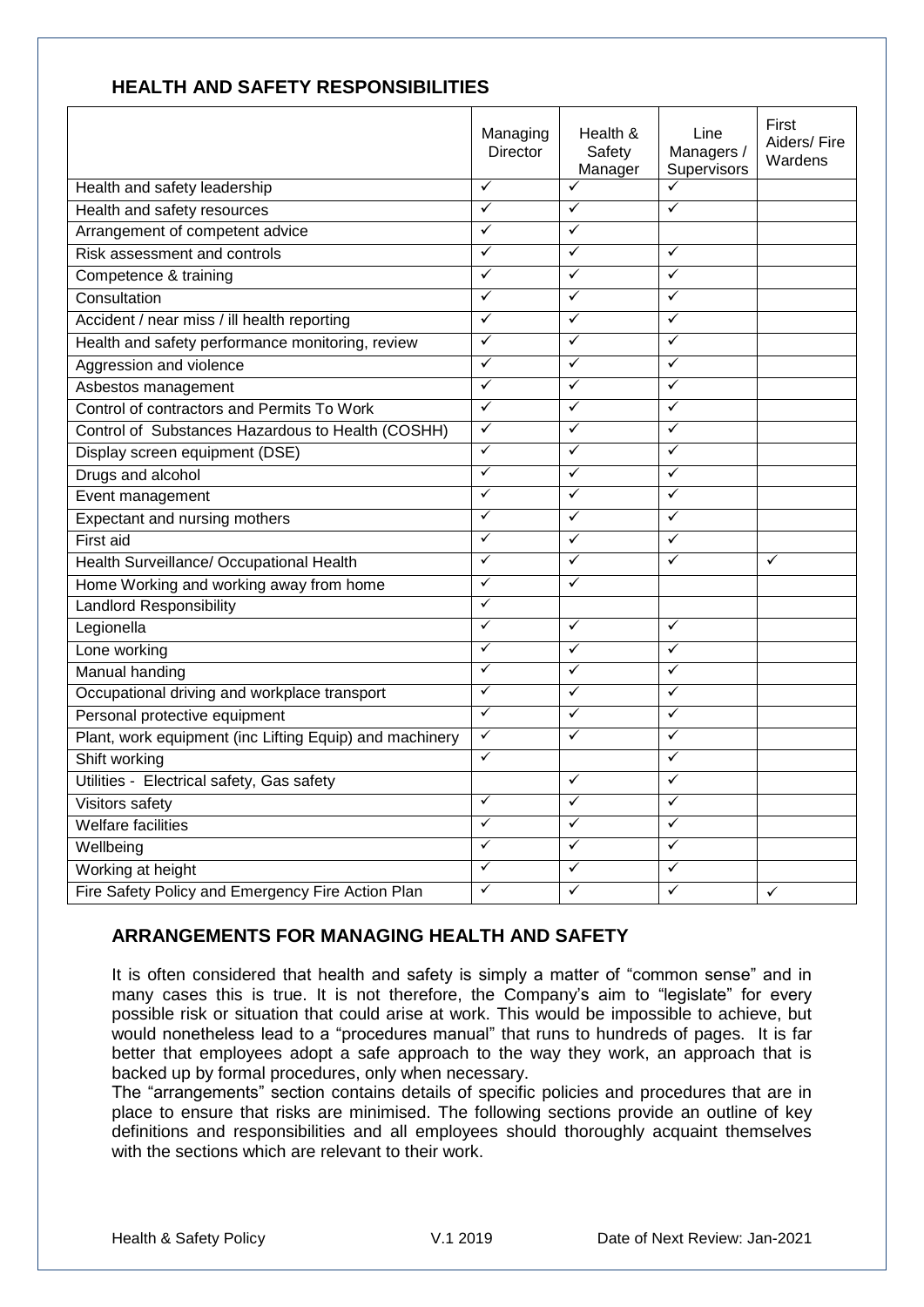## HEALTH AND SAFETY RESPONSIBILITIES

| | Managing Director | Health & Safety Manager | Line Managers / Supervisors | First Aiders/ Fire Wardens |
|---|---|---|---|---|
| Health and safety leadership | ✓ | ✓ | ✓ | |
| Health and safety resources | ✓ | ✓ | ✓ | |
| Arrangement of competent advice | ✓ | ✓ | | |
| Risk assessment and controls | ✓ | ✓ | ✓ | |
| Competence & training | ✓ | ✓ | ✓ | |
| Consultation | ✓ | ✓ | ✓ | |
| Accident / near miss / ill health reporting | ✓ | ✓ | ✓ | |
| Health and safety performance monitoring, review | ✓ | ✓ | ✓ | |
| Aggression and violence | ✓ | ✓ | ✓ | |
| Asbestos management | ✓ | ✓ | ✓ | |
| Control of contractors and Permits To Work | ✓ | ✓ | ✓ | |
| Control of Substances Hazardous to Health (COSHH) | ✓ | ✓ | ✓ | |
| Display screen equipment (DSE) | ✓ | ✓ | ✓ | |
| Drugs and alcohol | ✓ | ✓ | ✓ | |
| Event management | ✓ | ✓ | ✓ | |
| Expectant and nursing mothers | ✓ | ✓ | ✓ | |
| First aid | ✓ | ✓ | ✓ | |
| Health Surveillance/ Occupational Health | ✓ | ✓ | ✓ | ✓ |
| Home Working and working away from home | ✓ | ✓ | | |
| Landlord Responsibility | ✓ | | | |
| Legionella | ✓ | ✓ | ✓ | |
| Lone working | ✓ | ✓ | ✓ | |
| Manual handing | ✓ | ✓ | ✓ | |
| Occupational driving and workplace transport | ✓ | ✓ | ✓ | |
| Personal protective equipment | ✓ | ✓ | ✓ | |
| Plant, work equipment (inc Lifting Equip) and machinery | ✓ | ✓ | ✓ | |
| Shift working | ✓ | | ✓ | |
| Utilities - Electrical safety, Gas safety | | ✓ | ✓ | |
| Visitors safety | ✓ | ✓ | ✓ | |
| Welfare facilities | ✓ | ✓ | ✓ | |
| Wellbeing | ✓ | ✓ | ✓ | |
| Working at height | ✓ | ✓ | ✓ | |
| Fire Safety Policy and Emergency Fire Action Plan | ✓ | ✓ | ✓ | ✓ |

## ARRANGEMENTS FOR MANAGING HEALTH AND SAFETY

It is often considered that health and safety is simply a matter of "common sense" and in many cases this is true. It is not therefore, the Company's aim to "legislate" for every possible risk or situation that could arise at work. This would be impossible to achieve, but would nonetheless lead to a "procedures manual" that runs to hundreds of pages. It is far better that employees adopt a safe approach to the way they work, an approach that is backed up by formal procedures, only when necessary.

The "arrangements" section contains details of specific policies and procedures that are in place to ensure that risks are minimised. The following sections provide an outline of key definitions and responsibilities and all employees should thoroughly acquaint themselves with the sections which are relevant to their work.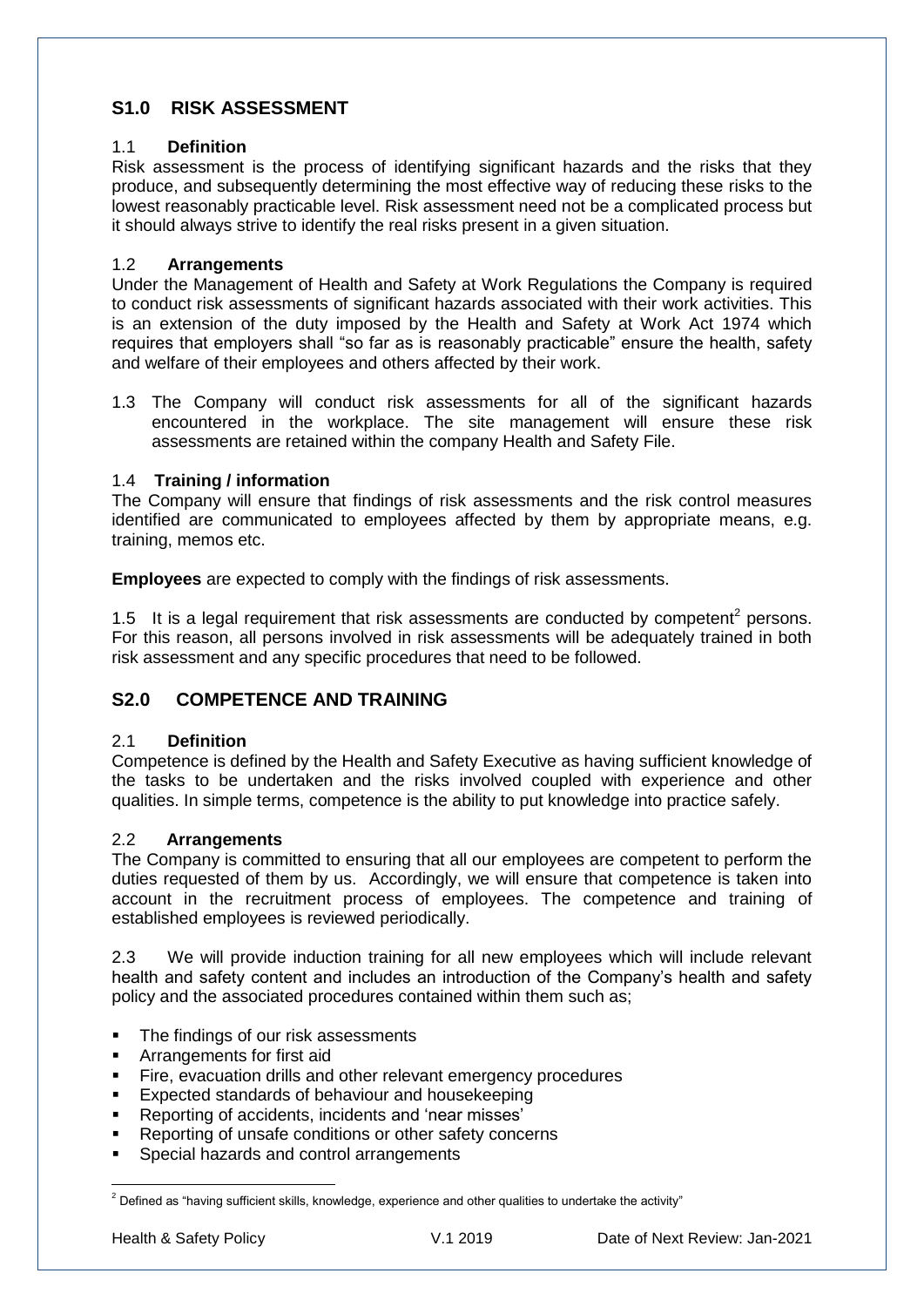## S1.0 RISK ASSESSMENT

### 1.1 Definition

Risk assessment is the process of identifying significant hazards and the risks that they produce, and subsequently determining the most effective way of reducing these risks to the lowest reasonably practicable level. Risk assessment need not be a complicated process but it should always strive to identify the real risks present in a given situation.

### 1.2 Arrangements

Under the Management of Health and Safety at Work Regulations the Company is required to conduct risk assessments of significant hazards associated with their work activities. This is an extension of the duty imposed by the Health and Safety at Work Act 1974 which requires that employers shall "so far as is reasonably practicable" ensure the health, safety and welfare of their employees and others affected by their work.

1.3 The Company will conduct risk assessments for all of the significant hazards encountered in the workplace. The site management will ensure these risk assessments are retained within the company Health and Safety File.

### 1.4 Training / information

The Company will ensure that findings of risk assessments and the risk control measures identified are communicated to employees affected by them by appropriate means, e.g. training, memos etc.

**Employees** are expected to comply with the findings of risk assessments.

1.5 It is a legal requirement that risk assessments are conducted by competent[2] persons. For this reason, all persons involved in risk assessments will be adequately trained in both risk assessment and any specific procedures that need to be followed.

## S2.0 COMPETENCE AND TRAINING

### 2.1 Definition

Competence is defined by the Health and Safety Executive as having sufficient knowledge of the tasks to be undertaken and the risks involved coupled with experience and other qualities. In simple terms, competence is the ability to put knowledge into practice safely.

### 2.2 Arrangements

The Company is committed to ensuring that all our employees are competent to perform the duties requested of them by us. Accordingly, we will ensure that competence is taken into account in the recruitment process of employees. The competence and training of established employees is reviewed periodically.

2.3 We will provide induction training for all new employees which will include relevant health and safety content and includes an introduction of the Company's health and safety policy and the associated procedures contained within them such as;

- The findings of our risk assessments
- Arrangements for first aid
- Fire, evacuation drills and other relevant emergency procedures
- Expected standards of behaviour and housekeeping
- Reporting of accidents, incidents and 'near misses'
- Reporting of unsafe conditions or other safety concerns
- Special hazards and control arrangements

[2] Defined as "having sufficient skills, knowledge, experience and other qualities to undertake the activity"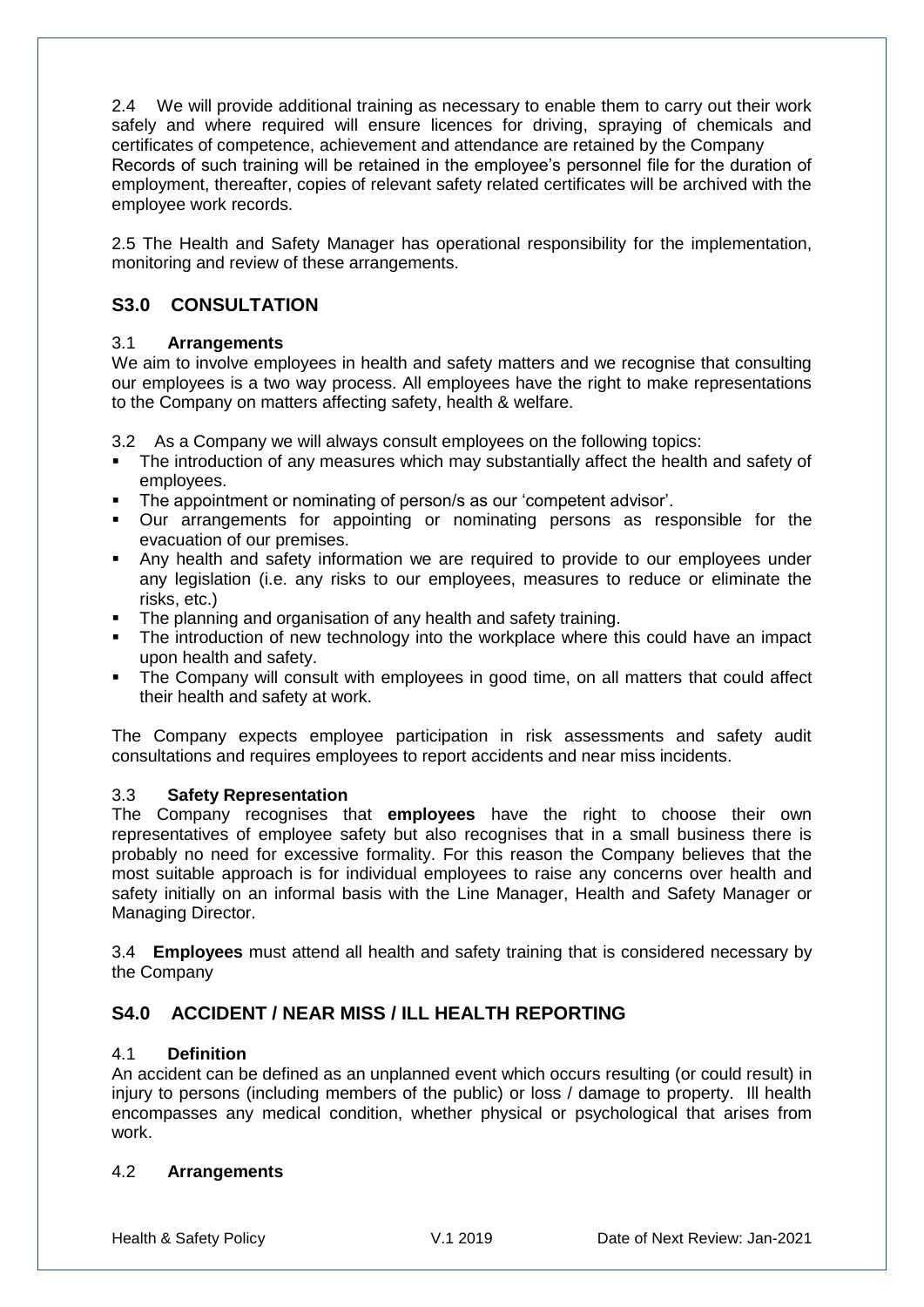2.4 We will provide additional training as necessary to enable them to carry out their work safely and where required will ensure licences for driving, spraying of chemicals and certificates of competence, achievement and attendance are retained by the Company Records of such training will be retained in the employee's personnel file for the duration of employment, thereafter, copies of relevant safety related certificates will be archived with the employee work records.

2.5 The Health and Safety Manager has operational responsibility for the implementation, monitoring and review of these arrangements.

## S3.0 CONSULTATION

3.1 **Arrangements**

We aim to involve employees in health and safety matters and we recognise that consulting our employees is a two way process. All employees have the right to make representations to the Company on matters affecting safety, health & welfare.

3.2 As a Company we will always consult employees on the following topics:

- The introduction of any measures which may substantially affect the health and safety of employees.
- The appointment or nominating of person/s as our 'competent advisor'.
- Our arrangements for appointing or nominating persons as responsible for the evacuation of our premises.
- Any health and safety information we are required to provide to our employees under any legislation (i.e. any risks to our employees, measures to reduce or eliminate the risks, etc.)
- The planning and organisation of any health and safety training.
- The introduction of new technology into the workplace where this could have an impact upon health and safety.
- The Company will consult with employees in good time, on all matters that could affect their health and safety at work.

The Company expects employee participation in risk assessments and safety audit consultations and requires employees to report accidents and near miss incidents.

3.3 **Safety Representation**

The Company recognises that **employees** have the right to choose their own representatives of employee safety but also recognises that in a small business there is probably no need for excessive formality. For this reason the Company believes that the most suitable approach is for individual employees to raise any concerns over health and safety initially on an informal basis with the Line Manager, Health and Safety Manager or Managing Director.

3.4 **Employees** must attend all health and safety training that is considered necessary by the Company

## S4.0 ACCIDENT / NEAR MISS / ILL HEALTH REPORTING

4.1 **Definition**

An accident can be defined as an unplanned event which occurs resulting (or could result) in injury to persons (including members of the public) or loss / damage to property. Ill health encompasses any medical condition, whether physical or psychological that arises from work.

4.2 **Arrangements**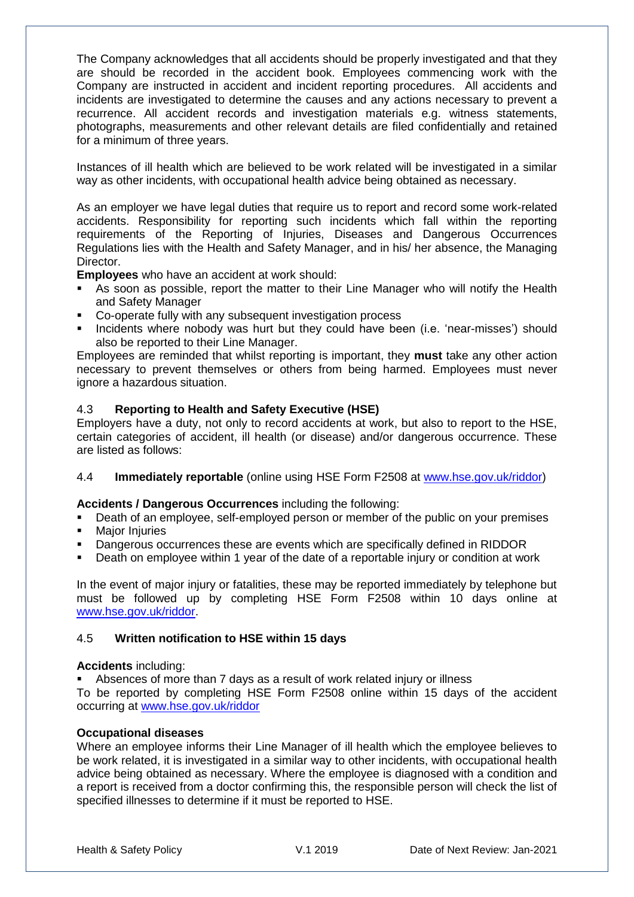The Company acknowledges that all accidents should be properly investigated and that they are should be recorded in the accident book. Employees commencing work with the Company are instructed in accident and incident reporting procedures. All accidents and incidents are investigated to determine the causes and any actions necessary to prevent a recurrence. All accident records and investigation materials e.g. witness statements, photographs, measurements and other relevant details are filed confidentially and retained for a minimum of three years.

Instances of ill health which are believed to be work related will be investigated in a similar way as other incidents, with occupational health advice being obtained as necessary.

As an employer we have legal duties that require us to report and record some work-related accidents. Responsibility for reporting such incidents which fall within the reporting requirements of the Reporting of Injuries, Diseases and Dangerous Occurrences Regulations lies with the Health and Safety Manager, and in his/ her absence, the Managing Director.

**Employees** who have an accident at work should:

- As soon as possible, report the matter to their Line Manager who will notify the Health and Safety Manager
- Co-operate fully with any subsequent investigation process
- Incidents where nobody was hurt but they could have been (i.e. 'near-misses') should also be reported to their Line Manager.

Employees are reminded that whilst reporting is important, they **must** take any other action necessary to prevent themselves or others from being harmed. Employees must never ignore a hazardous situation.

## 4.3 Reporting to Health and Safety Executive (HSE)

Employers have a duty, not only to record accidents at work, but also to report to the HSE, certain categories of accident, ill health (or disease) and/or dangerous occurrence. These are listed as follows:

## 4.4 Immediately reportable (online using HSE Form F2508 at www.hse.gov.uk/riddor)

**Accidents / Dangerous Occurrences** including the following:

- Death of an employee, self-employed person or member of the public on your premises
- Major Injuries
- Dangerous occurrences these are events which are specifically defined in RIDDOR
- Death on employee within 1 year of the date of a reportable injury or condition at work

In the event of major injury or fatalities, these may be reported immediately by telephone but must be followed up by completing HSE Form F2508 within 10 days online at www.hse.gov.uk/riddor.

## 4.5 Written notification to HSE within 15 days

**Accidents** including:

- Absences of more than 7 days as a result of work related injury or illness

To be reported by completing HSE Form F2508 online within 15 days of the accident occurring at www.hse.gov.uk/riddor

**Occupational diseases**

Where an employee informs their Line Manager of ill health which the employee believes to be work related, it is investigated in a similar way to other incidents, with occupational health advice being obtained as necessary. Where the employee is diagnosed with a condition and a report is received from a doctor confirming this, the responsible person will check the list of specified illnesses to determine if it must be reported to HSE.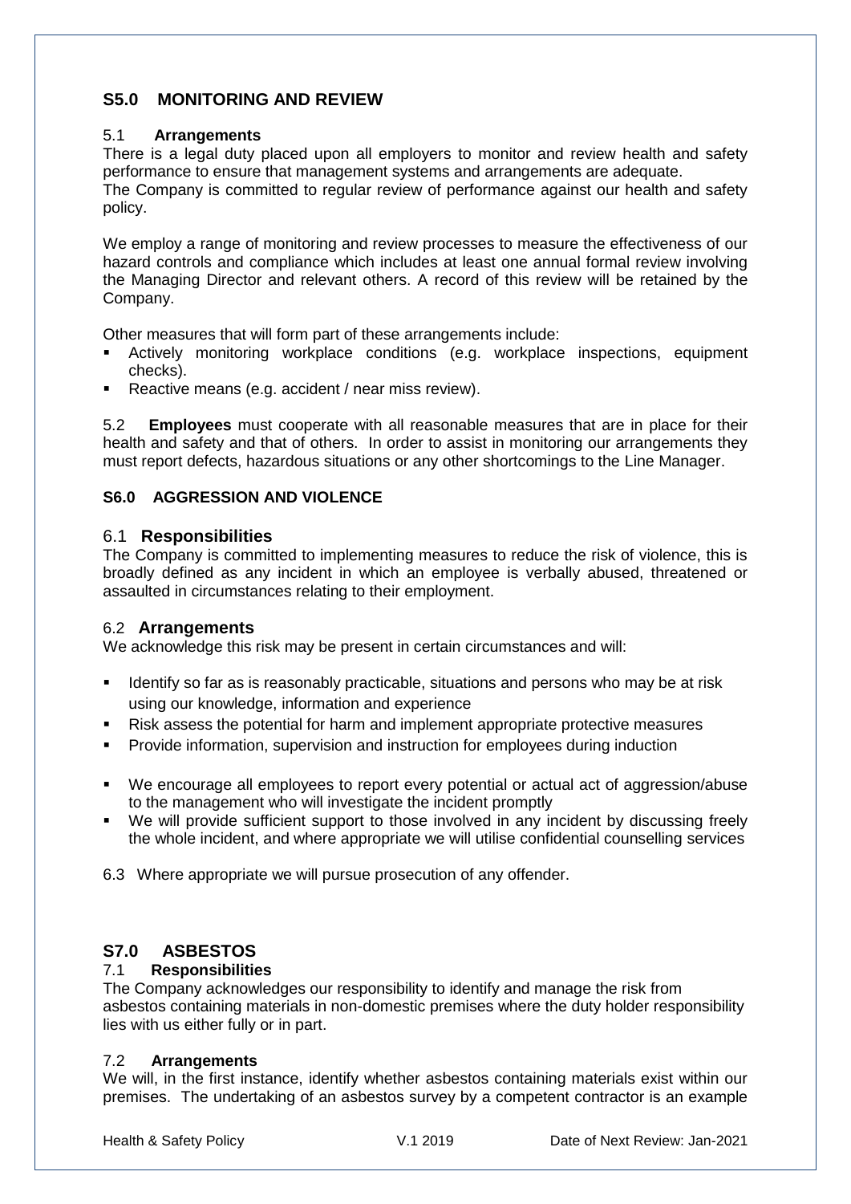## S5.0 MONITORING AND REVIEW

### 5.1 Arrangements

There is a legal duty placed upon all employers to monitor and review health and safety performance to ensure that management systems and arrangements are adequate.
The Company is committed to regular review of performance against our health and safety policy.

We employ a range of monitoring and review processes to measure the effectiveness of our hazard controls and compliance which includes at least one annual formal review involving the Managing Director and relevant others. A record of this review will be retained by the Company.

Other measures that will form part of these arrangements include:

- Actively monitoring workplace conditions (e.g. workplace inspections, equipment checks).
- Reactive means (e.g. accident / near miss review).

5.2 **Employees** must cooperate with all reasonable measures that are in place for their health and safety and that of others. In order to assist in monitoring our arrangements they must report defects, hazardous situations or any other shortcomings to the Line Manager.

## S6.0 AGGRESSION AND VIOLENCE

### 6.1 Responsibilities

The Company is committed to implementing measures to reduce the risk of violence, this is broadly defined as any incident in which an employee is verbally abused, threatened or assaulted in circumstances relating to their employment.

### 6.2 Arrangements

We acknowledge this risk may be present in certain circumstances and will:

- Identify so far as is reasonably practicable, situations and persons who may be at risk using our knowledge, information and experience
- Risk assess the potential for harm and implement appropriate protective measures
- Provide information, supervision and instruction for employees during induction

- We encourage all employees to report every potential or actual act of aggression/abuse to the management who will investigate the incident promptly
- We will provide sufficient support to those involved in any incident by discussing freely the whole incident, and where appropriate we will utilise confidential counselling services

6.3 Where appropriate we will pursue prosecution of any offender.

## S7.0 ASBESTOS

### 7.1 Responsibilities

The Company acknowledges our responsibility to identify and manage the risk from asbestos containing materials in non-domestic premises where the duty holder responsibility lies with us either fully or in part.

### 7.2 Arrangements

We will, in the first instance, identify whether asbestos containing materials exist within our premises. The undertaking of an asbestos survey by a competent contractor is an example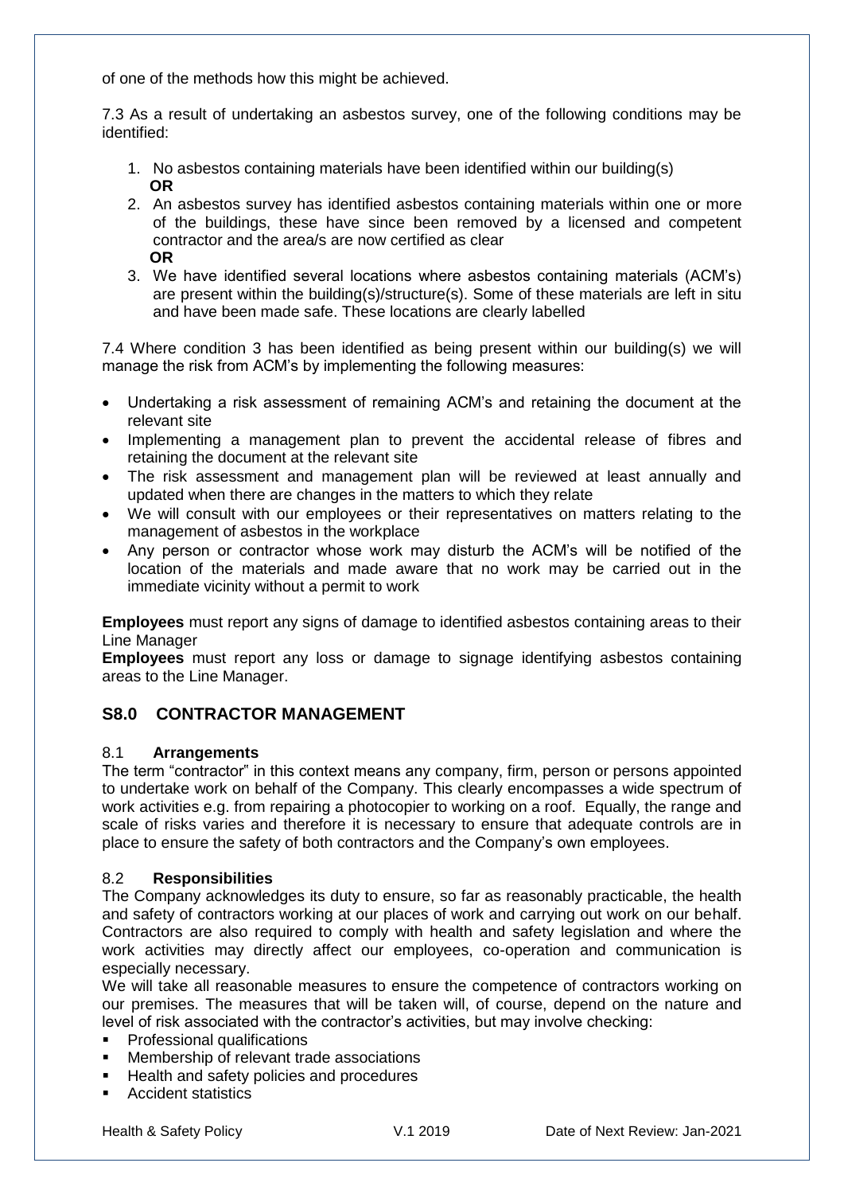of one of the methods how this might be achieved.

7.3 As a result of undertaking an asbestos survey, one of the following conditions may be identified:

1. No asbestos containing materials have been identified within our building(s)
   **OR**
2. An asbestos survey has identified asbestos containing materials within one or more of the buildings, these have since been removed by a licensed and competent contractor and the area/s are now certified as clear
   **OR**
3. We have identified several locations where asbestos containing materials (ACM's) are present within the building(s)/structure(s). Some of these materials are left in situ and have been made safe. These locations are clearly labelled

7.4 Where condition 3 has been identified as being present within our building(s) we will manage the risk from ACM's by implementing the following measures:

- Undertaking a risk assessment of remaining ACM's and retaining the document at the relevant site
- Implementing a management plan to prevent the accidental release of fibres and retaining the document at the relevant site
- The risk assessment and management plan will be reviewed at least annually and updated when there are changes in the matters to which they relate
- We will consult with our employees or their representatives on matters relating to the management of asbestos in the workplace
- Any person or contractor whose work may disturb the ACM's will be notified of the location of the materials and made aware that no work may be carried out in the immediate vicinity without a permit to work

**Employees** must report any signs of damage to identified asbestos containing areas to their Line Manager
**Employees** must report any loss or damage to signage identifying asbestos containing areas to the Line Manager.

## S8.0 CONTRACTOR MANAGEMENT

8.1 **Arrangements**
The term "contractor" in this context means any company, firm, person or persons appointed to undertake work on behalf of the Company. This clearly encompasses a wide spectrum of work activities e.g. from repairing a photocopier to working on a roof. Equally, the range and scale of risks varies and therefore it is necessary to ensure that adequate controls are in place to ensure the safety of both contractors and the Company's own employees.

8.2 **Responsibilities**
The Company acknowledges its duty to ensure, so far as reasonably practicable, the health and safety of contractors working at our places of work and carrying out work on our behalf. Contractors are also required to comply with health and safety legislation and where the work activities may directly affect our employees, co-operation and communication is especially necessary.
We will take all reasonable measures to ensure the competence of contractors working on our premises. The measures that will be taken will, of course, depend on the nature and level of risk associated with the contractor's activities, but may involve checking:

- Professional qualifications
- Membership of relevant trade associations
- Health and safety policies and procedures
- Accident statistics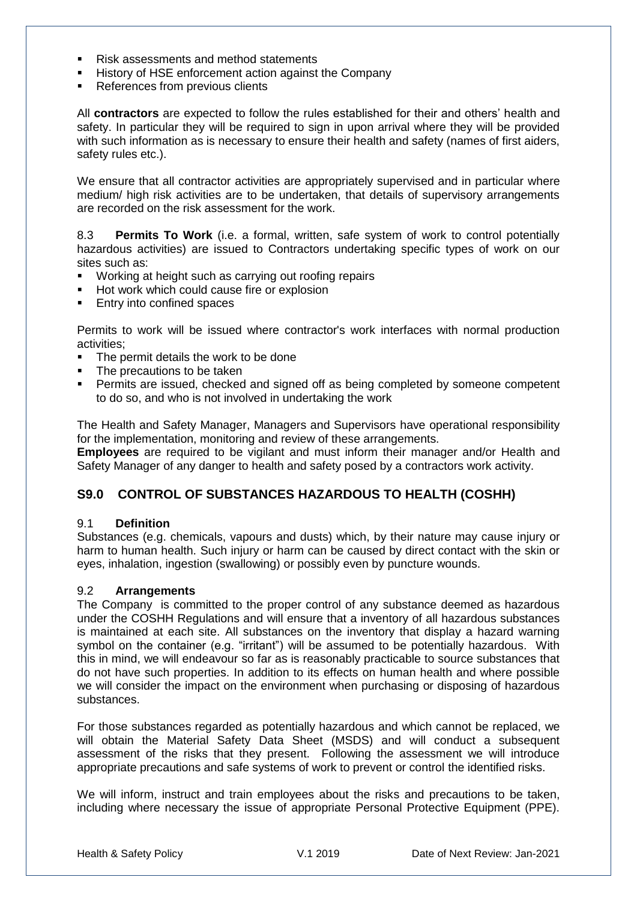- Risk assessments and method statements
- History of HSE enforcement action against the Company
- References from previous clients

All **contractors** are expected to follow the rules established for their and others' health and safety. In particular they will be required to sign in upon arrival where they will be provided with such information as is necessary to ensure their health and safety (names of first aiders, safety rules etc.).

We ensure that all contractor activities are appropriately supervised and in particular where medium/ high risk activities are to be undertaken, that details of supervisory arrangements are recorded on the risk assessment for the work.

8.3 **Permits To Work** (i.e. a formal, written, safe system of work to control potentially hazardous activities) are issued to Contractors undertaking specific types of work on our sites such as:

- Working at height such as carrying out roofing repairs
- Hot work which could cause fire or explosion
- Entry into confined spaces

Permits to work will be issued where contractor's work interfaces with normal production activities;

- The permit details the work to be done
- The precautions to be taken
- Permits are issued, checked and signed off as being completed by someone competent to do so, and who is not involved in undertaking the work

The Health and Safety Manager, Managers and Supervisors have operational responsibility for the implementation, monitoring and review of these arrangements.
**Employees** are required to be vigilant and must inform their manager and/or Health and Safety Manager of any danger to health and safety posed by a contractors work activity.

## S9.0 CONTROL OF SUBSTANCES HAZARDOUS TO HEALTH (COSHH)

9.1 **Definition**
Substances (e.g. chemicals, vapours and dusts) which, by their nature may cause injury or harm to human health. Such injury or harm can be caused by direct contact with the skin or eyes, inhalation, ingestion (swallowing) or possibly even by puncture wounds.

9.2 **Arrangements**
The Company is committed to the proper control of any substance deemed as hazardous under the COSHH Regulations and will ensure that a inventory of all hazardous substances is maintained at each site. All substances on the inventory that display a hazard warning symbol on the container (e.g. "irritant") will be assumed to be potentially hazardous. With this in mind, we will endeavour so far as is reasonably practicable to source substances that do not have such properties. In addition to its effects on human health and where possible we will consider the impact on the environment when purchasing or disposing of hazardous substances.

For those substances regarded as potentially hazardous and which cannot be replaced, we will obtain the Material Safety Data Sheet (MSDS) and will conduct a subsequent assessment of the risks that they present. Following the assessment we will introduce appropriate precautions and safe systems of work to prevent or control the identified risks.

We will inform, instruct and train employees about the risks and precautions to be taken, including where necessary the issue of appropriate Personal Protective Equipment (PPE).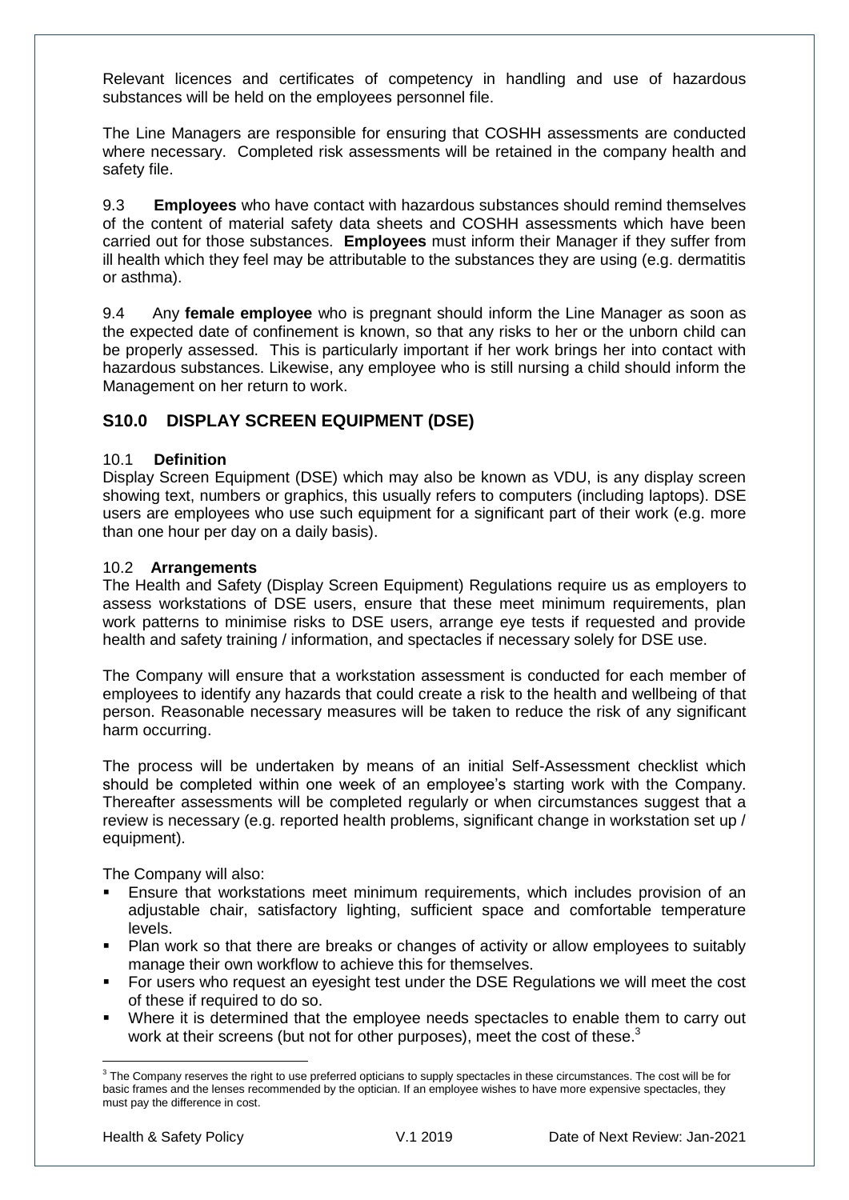Relevant licences and certificates of competency in handling and use of hazardous substances will be held on the employees personnel file.

The Line Managers are responsible for ensuring that COSHH assessments are conducted where necessary. Completed risk assessments will be retained in the company health and safety file.

9.3 **Employees** who have contact with hazardous substances should remind themselves of the content of material safety data sheets and COSHH assessments which have been carried out for those substances. **Employees** must inform their Manager if they suffer from ill health which they feel may be attributable to the substances they are using (e.g. dermatitis or asthma).

9.4 Any **female employee** who is pregnant should inform the Line Manager as soon as the expected date of confinement is known, so that any risks to her or the unborn child can be properly assessed. This is particularly important if her work brings her into contact with hazardous substances. Likewise, any employee who is still nursing a child should inform the Management on her return to work.

## S10.0 DISPLAY SCREEN EQUIPMENT (DSE)

10.1 **Definition**

Display Screen Equipment (DSE) which may also be known as VDU, is any display screen showing text, numbers or graphics, this usually refers to computers (including laptops). DSE users are employees who use such equipment for a significant part of their work (e.g. more than one hour per day on a daily basis).

10.2 **Arrangements**

The Health and Safety (Display Screen Equipment) Regulations require us as employers to assess workstations of DSE users, ensure that these meet minimum requirements, plan work patterns to minimise risks to DSE users, arrange eye tests if requested and provide health and safety training / information, and spectacles if necessary solely for DSE use.

The Company will ensure that a workstation assessment is conducted for each member of employees to identify any hazards that could create a risk to the health and wellbeing of that person. Reasonable necessary measures will be taken to reduce the risk of any significant harm occurring.

The process will be undertaken by means of an initial Self-Assessment checklist which should be completed within one week of an employee's starting work with the Company. Thereafter assessments will be completed regularly or when circumstances suggest that a review is necessary (e.g. reported health problems, significant change in workstation set up / equipment).

The Company will also:

- Ensure that workstations meet minimum requirements, which includes provision of an adjustable chair, satisfactory lighting, sufficient space and comfortable temperature levels.
- Plan work so that there are breaks or changes of activity or allow employees to suitably manage their own workflow to achieve this for themselves.
- For users who request an eyesight test under the DSE Regulations we will meet the cost of these if required to do so.
- Where it is determined that the employee needs spectacles to enable them to carry out work at their screens (but not for other purposes), meet the cost of these.[3]

[3] The Company reserves the right to use preferred opticians to supply spectacles in these circumstances. The cost will be for basic frames and the lenses recommended by the optician. If an employee wishes to have more expensive spectacles, they must pay the difference in cost.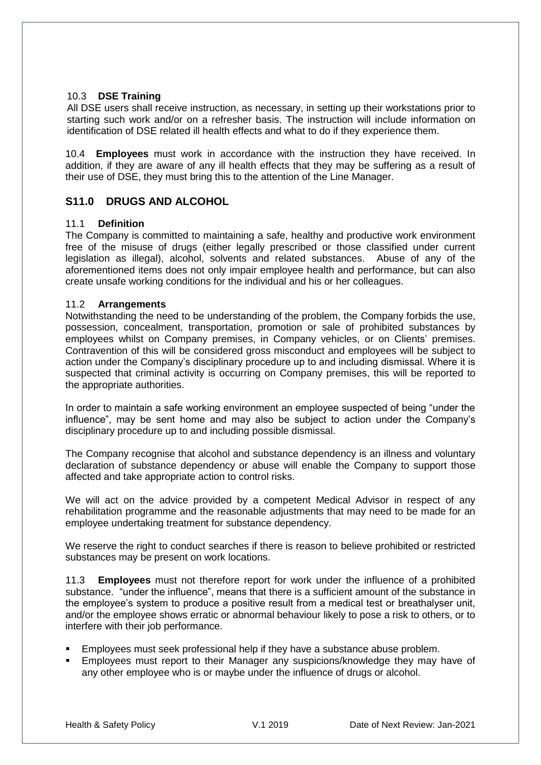10.3 **DSE Training**

All DSE users shall receive instruction, as necessary, in setting up their workstations prior to starting such work and/or on a refresher basis. The instruction will include information on identification of DSE related ill health effects and what to do if they experience them.

10.4 **Employees** must work in accordance with the instruction they have received. In addition, if they are aware of any ill health effects that they may be suffering as a result of their use of DSE, they must bring this to the attention of the Line Manager.

## S11.0 DRUGS AND ALCOHOL

11.1 **Definition**

The Company is committed to maintaining a safe, healthy and productive work environment free of the misuse of drugs (either legally prescribed or those classified under current legislation as illegal), alcohol, solvents and related substances. Abuse of any of the aforementioned items does not only impair employee health and performance, but can also create unsafe working conditions for the individual and his or her colleagues.

11.2 **Arrangements**

Notwithstanding the need to be understanding of the problem, the Company forbids the use, possession, concealment, transportation, promotion or sale of prohibited substances by employees whilst on Company premises, in Company vehicles, or on Clients' premises. Contravention of this will be considered gross misconduct and employees will be subject to action under the Company's disciplinary procedure up to and including dismissal. Where it is suspected that criminal activity is occurring on Company premises, this will be reported to the appropriate authorities.

In order to maintain a safe working environment an employee suspected of being "under the influence", may be sent home and may also be subject to action under the Company's disciplinary procedure up to and including possible dismissal.

The Company recognise that alcohol and substance dependency is an illness and voluntary declaration of substance dependency or abuse will enable the Company to support those affected and take appropriate action to control risks.

We will act on the advice provided by a competent Medical Advisor in respect of any rehabilitation programme and the reasonable adjustments that may need to be made for an employee undertaking treatment for substance dependency.

We reserve the right to conduct searches if there is reason to believe prohibited or restricted substances may be present on work locations.

11.3 **Employees** must not therefore report for work under the influence of a prohibited substance. "under the influence", means that there is a sufficient amount of the substance in the employee's system to produce a positive result from a medical test or breathalyser unit, and/or the employee shows erratic or abnormal behaviour likely to pose a risk to others, or to interfere with their job performance.

- Employees must seek professional help if they have a substance abuse problem.
- Employees must report to their Manager any suspicions/knowledge they may have of any other employee who is or maybe under the influence of drugs or alcohol.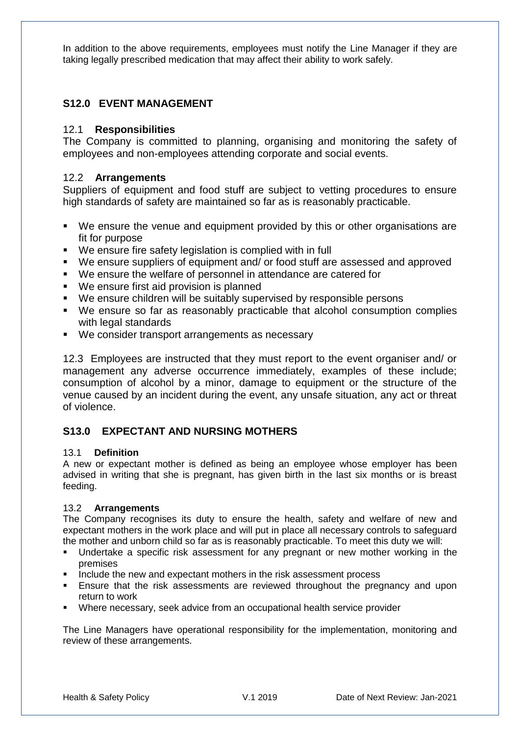In addition to the above requirements, employees must notify the Line Manager if they are taking legally prescribed medication that may affect their ability to work safely.

## S12.0 EVENT MANAGEMENT

### 12.1 Responsibilities

The Company is committed to planning, organising and monitoring the safety of employees and non-employees attending corporate and social events.

### 12.2 Arrangements

Suppliers of equipment and food stuff are subject to vetting procedures to ensure high standards of safety are maintained so far as is reasonably practicable.

- We ensure the venue and equipment provided by this or other organisations are fit for purpose
- We ensure fire safety legislation is complied with in full
- We ensure suppliers of equipment and/ or food stuff are assessed and approved
- We ensure the welfare of personnel in attendance are catered for
- We ensure first aid provision is planned
- We ensure children will be suitably supervised by responsible persons
- We ensure so far as reasonably practicable that alcohol consumption complies with legal standards
- We consider transport arrangements as necessary

12.3 Employees are instructed that they must report to the event organiser and/ or management any adverse occurrence immediately, examples of these include; consumption of alcohol by a minor, damage to equipment or the structure of the venue caused by an incident during the event, any unsafe situation, any act or threat of violence.

## S13.0 EXPECTANT AND NURSING MOTHERS

### 13.1 Definition

A new or expectant mother is defined as being an employee whose employer has been advised in writing that she is pregnant, has given birth in the last six months or is breast feeding.

### 13.2 Arrangements

The Company recognises its duty to ensure the health, safety and welfare of new and expectant mothers in the work place and will put in place all necessary controls to safeguard the mother and unborn child so far as is reasonably practicable. To meet this duty we will:

- Undertake a specific risk assessment for any pregnant or new mother working in the premises
- Include the new and expectant mothers in the risk assessment process
- Ensure that the risk assessments are reviewed throughout the pregnancy and upon return to work
- Where necessary, seek advice from an occupational health service provider

The Line Managers have operational responsibility for the implementation, monitoring and review of these arrangements.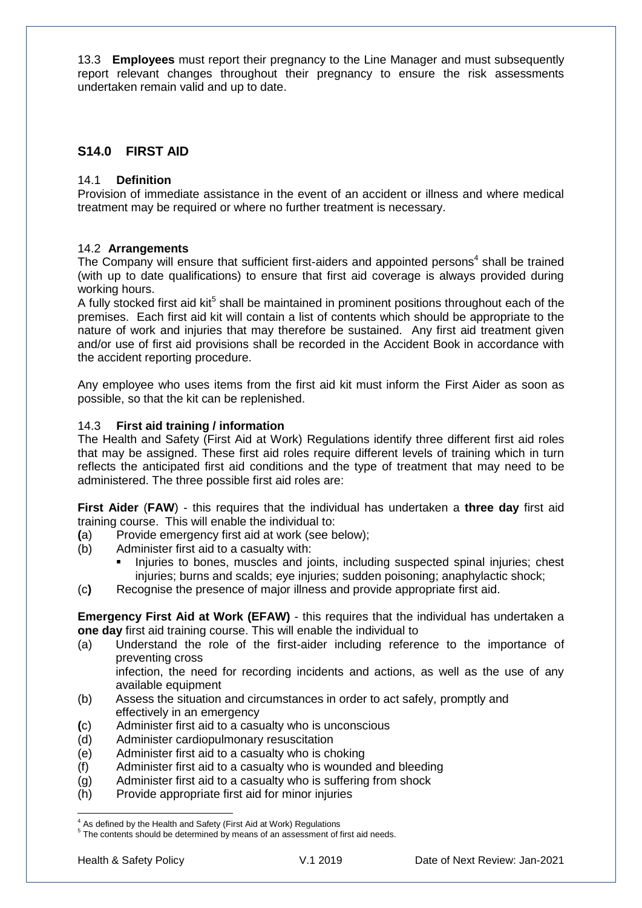13.3 **Employees** must report their pregnancy to the Line Manager and must subsequently report relevant changes throughout their pregnancy to ensure the risk assessments undertaken remain valid and up to date.

## S14.0 FIRST AID

### 14.1 Definition

Provision of immediate assistance in the event of an accident or illness and where medical treatment may be required or where no further treatment is necessary.

### 14.2 Arrangements

The Company will ensure that sufficient first-aiders and appointed persons[4] shall be trained (with up to date qualifications) to ensure that first aid coverage is always provided during working hours.

A fully stocked first aid kit[5] shall be maintained in prominent positions throughout each of the premises. Each first aid kit will contain a list of contents which should be appropriate to the nature of work and injuries that may therefore be sustained. Any first aid treatment given and/or use of first aid provisions shall be recorded in the Accident Book in accordance with the accident reporting procedure.

Any employee who uses items from the first aid kit must inform the First Aider as soon as possible, so that the kit can be replenished.

### 14.3 First aid training / information

The Health and Safety (First Aid at Work) Regulations identify three different first aid roles that may be assigned. These first aid roles require different levels of training which in turn reflects the anticipated first aid conditions and the type of treatment that may need to be administered. The three possible first aid roles are:

**First Aider** (**FAW**) - this requires that the individual has undertaken a **three day** first aid training course. This will enable the individual to:

(a) Provide emergency first aid at work (see below);
(b) Administer first aid to a casualty with:
- Injuries to bones, muscles and joints, including suspected spinal injuries; chest injuries; burns and scalds; eye injuries; sudden poisoning; anaphylactic shock;

(c) Recognise the presence of major illness and provide appropriate first aid.

**Emergency First Aid at Work (EFAW)** - this requires that the individual has undertaken a **one day** first aid training course. This will enable the individual to

(a) Understand the role of the first-aider including reference to the importance of preventing cross infection, the need for recording incidents and actions, as well as the use of any available equipment
(b) Assess the situation and circumstances in order to act safely, promptly and effectively in an emergency
(c) Administer first aid to a casualty who is unconscious
(d) Administer cardiopulmonary resuscitation
(e) Administer first aid to a casualty who is choking
(f) Administer first aid to a casualty who is wounded and bleeding
(g) Administer first aid to a casualty who is suffering from shock
(h) Provide appropriate first aid for minor injuries

---

[4] As defined by the Health and Safety (First Aid at Work) Regulations

[5] The contents should be determined by means of an assessment of first aid needs.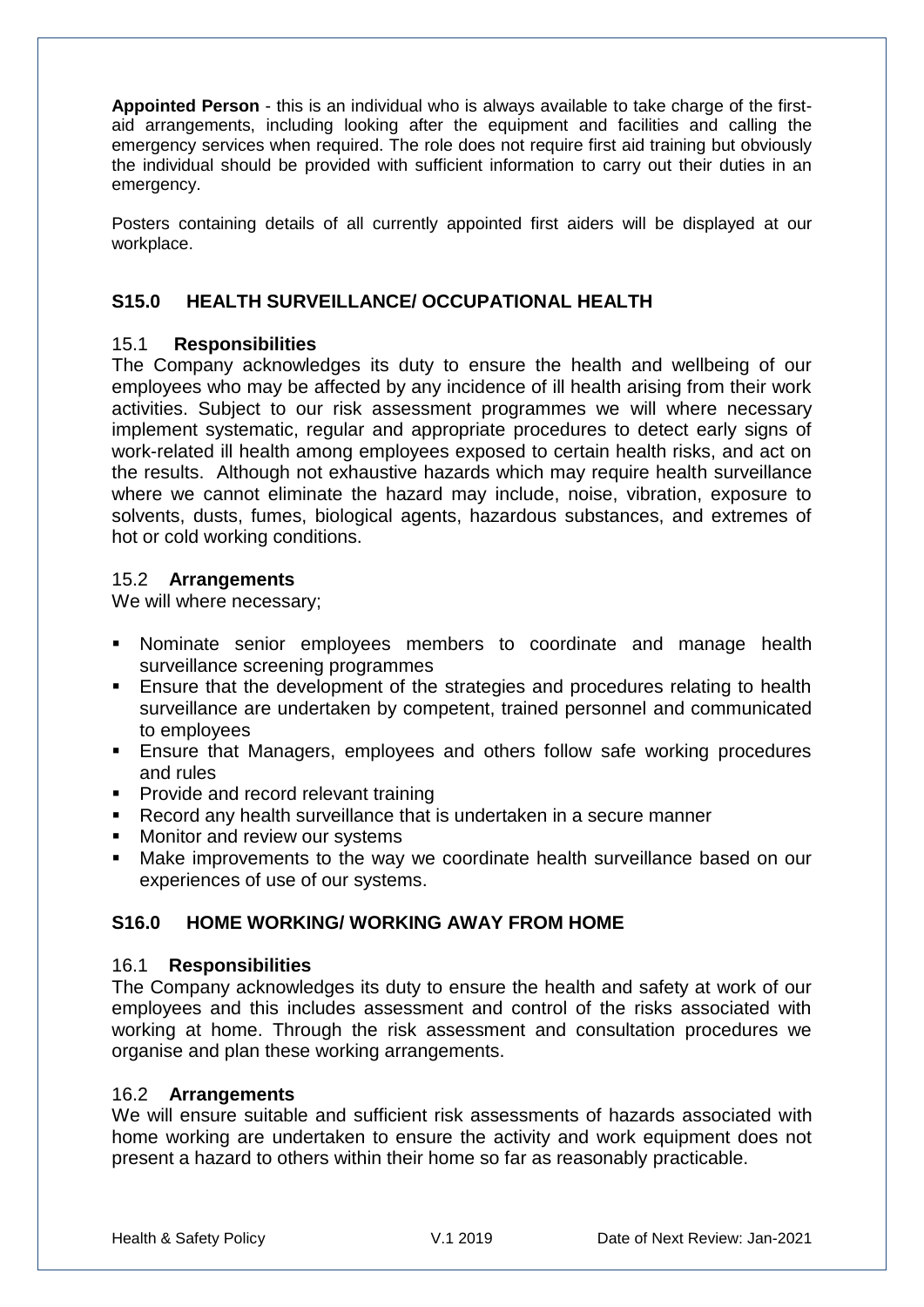**Appointed Person** - this is an individual who is always available to take charge of the first-aid arrangements, including looking after the equipment and facilities and calling the emergency services when required. The role does not require first aid training but obviously the individual should be provided with sufficient information to carry out their duties in an emergency.

Posters containing details of all currently appointed first aiders will be displayed at our workplace.

## S15.0 HEALTH SURVEILLANCE/ OCCUPATIONAL HEALTH

### 15.1 Responsibilities

The Company acknowledges its duty to ensure the health and wellbeing of our employees who may be affected by any incidence of ill health arising from their work activities. Subject to our risk assessment programmes we will where necessary implement systematic, regular and appropriate procedures to detect early signs of work-related ill health among employees exposed to certain health risks, and act on the results. Although not exhaustive hazards which may require health surveillance where we cannot eliminate the hazard may include, noise, vibration, exposure to solvents, dusts, fumes, biological agents, hazardous substances, and extremes of hot or cold working conditions.

### 15.2 Arrangements

We will where necessary;

- Nominate senior employees members to coordinate and manage health surveillance screening programmes
- Ensure that the development of the strategies and procedures relating to health surveillance are undertaken by competent, trained personnel and communicated to employees
- Ensure that Managers, employees and others follow safe working procedures and rules
- Provide and record relevant training
- Record any health surveillance that is undertaken in a secure manner
- Monitor and review our systems
- Make improvements to the way we coordinate health surveillance based on our experiences of use of our systems.

## S16.0 HOME WORKING/ WORKING AWAY FROM HOME

### 16.1 Responsibilities

The Company acknowledges its duty to ensure the health and safety at work of our employees and this includes assessment and control of the risks associated with working at home. Through the risk assessment and consultation procedures we organise and plan these working arrangements.

### 16.2 Arrangements

We will ensure suitable and sufficient risk assessments of hazards associated with home working are undertaken to ensure the activity and work equipment does not present a hazard to others within their home so far as reasonably practicable.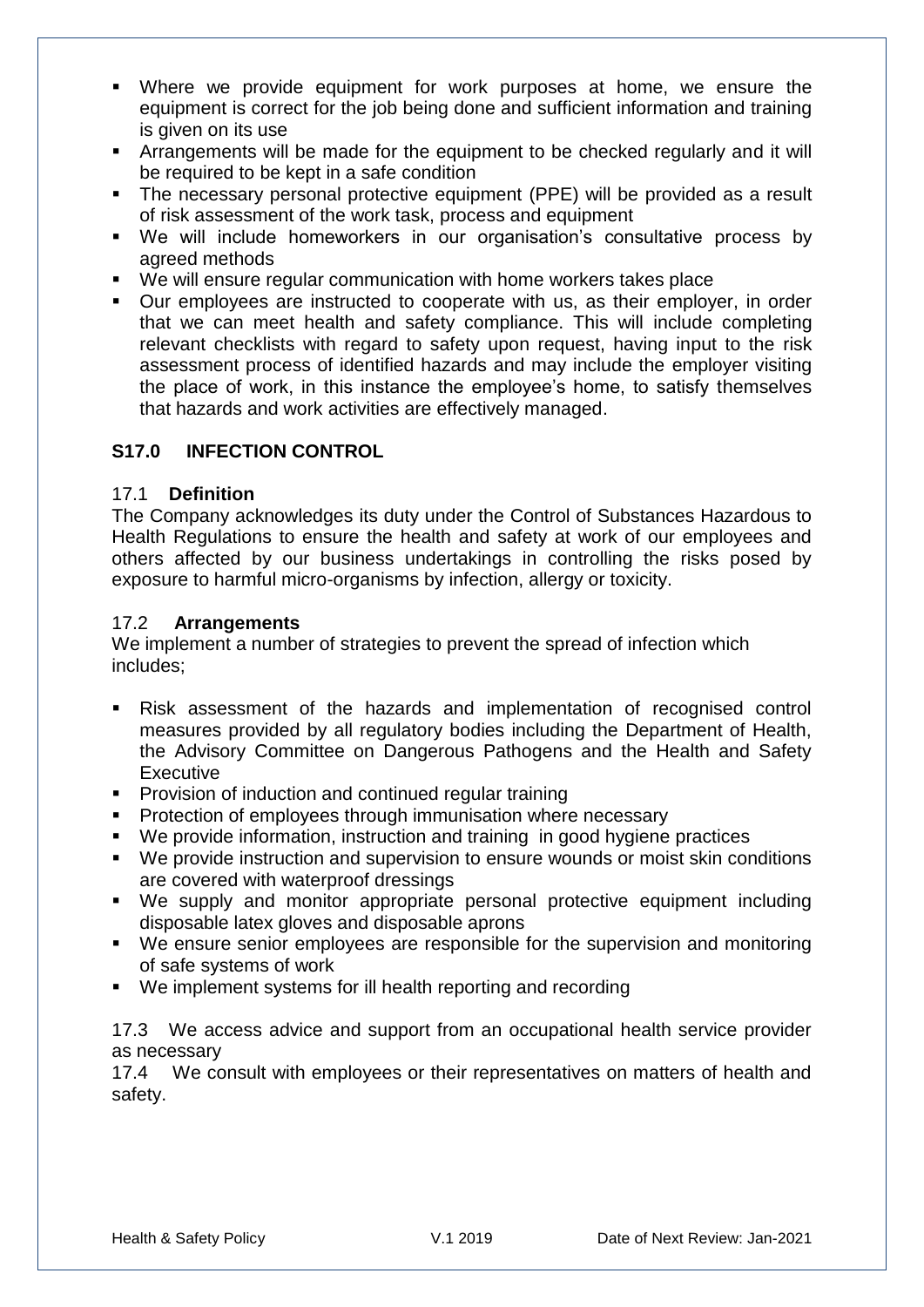- Where we provide equipment for work purposes at home, we ensure the equipment is correct for the job being done and sufficient information and training is given on its use
- Arrangements will be made for the equipment to be checked regularly and it will be required to be kept in a safe condition
- The necessary personal protective equipment (PPE) will be provided as a result of risk assessment of the work task, process and equipment
- We will include homeworkers in our organisation's consultative process by agreed methods
- We will ensure regular communication with home workers takes place
- Our employees are instructed to cooperate with us, as their employer, in order that we can meet health and safety compliance. This will include completing relevant checklists with regard to safety upon request, having input to the risk assessment process of identified hazards and may include the employer visiting the place of work, in this instance the employee's home, to satisfy themselves that hazards and work activities are effectively managed.

## S17.0 INFECTION CONTROL

### 17.1 Definition

The Company acknowledges its duty under the Control of Substances Hazardous to Health Regulations to ensure the health and safety at work of our employees and others affected by our business undertakings in controlling the risks posed by exposure to harmful micro-organisms by infection, allergy or toxicity.

### 17.2 Arrangements

We implement a number of strategies to prevent the spread of infection which includes;

- Risk assessment of the hazards and implementation of recognised control measures provided by all regulatory bodies including the Department of Health, the Advisory Committee on Dangerous Pathogens and the Health and Safety Executive
- Provision of induction and continued regular training
- Protection of employees through immunisation where necessary
- We provide information, instruction and training in good hygiene practices
- We provide instruction and supervision to ensure wounds or moist skin conditions are covered with waterproof dressings
- We supply and monitor appropriate personal protective equipment including disposable latex gloves and disposable aprons
- We ensure senior employees are responsible for the supervision and monitoring of safe systems of work
- We implement systems for ill health reporting and recording

17.3 We access advice and support from an occupational health service provider as necessary

17.4 We consult with employees or their representatives on matters of health and safety.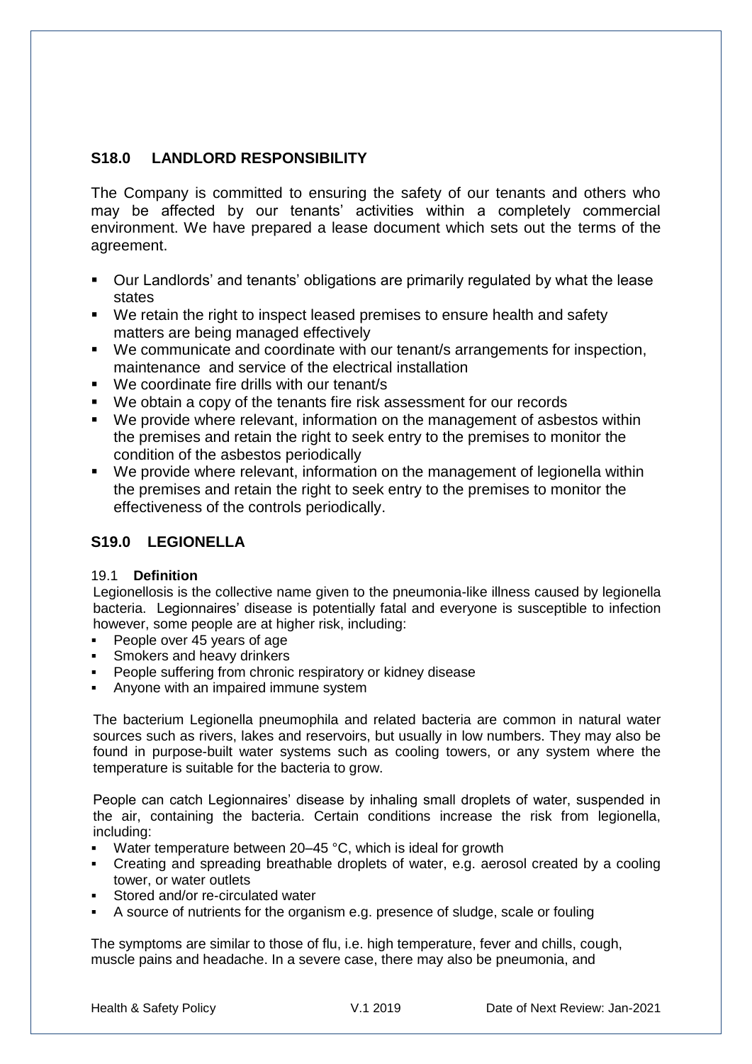## S18.0 LANDLORD RESPONSIBILITY

The Company is committed to ensuring the safety of our tenants and others who may be affected by our tenants' activities within a completely commercial environment. We have prepared a lease document which sets out the terms of the agreement.

- Our Landlords' and tenants' obligations are primarily regulated by what the lease states
- We retain the right to inspect leased premises to ensure health and safety matters are being managed effectively
- We communicate and coordinate with our tenant/s arrangements for inspection, maintenance and service of the electrical installation
- We coordinate fire drills with our tenant/s
- We obtain a copy of the tenants fire risk assessment for our records
- We provide where relevant, information on the management of asbestos within the premises and retain the right to seek entry to the premises to monitor the condition of the asbestos periodically
- We provide where relevant, information on the management of legionella within the premises and retain the right to seek entry to the premises to monitor the effectiveness of the controls periodically.

## S19.0 LEGIONELLA

### 19.1 Definition

Legionellosis is the collective name given to the pneumonia-like illness caused by legionella bacteria. Legionnaires' disease is potentially fatal and everyone is susceptible to infection however, some people are at higher risk, including:

- People over 45 years of age
- Smokers and heavy drinkers
- People suffering from chronic respiratory or kidney disease
- Anyone with an impaired immune system

The bacterium Legionella pneumophila and related bacteria are common in natural water sources such as rivers, lakes and reservoirs, but usually in low numbers. They may also be found in purpose-built water systems such as cooling towers, or any system where the temperature is suitable for the bacteria to grow.

People can catch Legionnaires' disease by inhaling small droplets of water, suspended in the air, containing the bacteria. Certain conditions increase the risk from legionella, including:

- Water temperature between 20–45 °C, which is ideal for growth
- Creating and spreading breathable droplets of water, e.g. aerosol created by a cooling tower, or water outlets
- Stored and/or re-circulated water
- A source of nutrients for the organism e.g. presence of sludge, scale or fouling

The symptoms are similar to those of flu, i.e. high temperature, fever and chills, cough, muscle pains and headache. In a severe case, there may also be pneumonia, and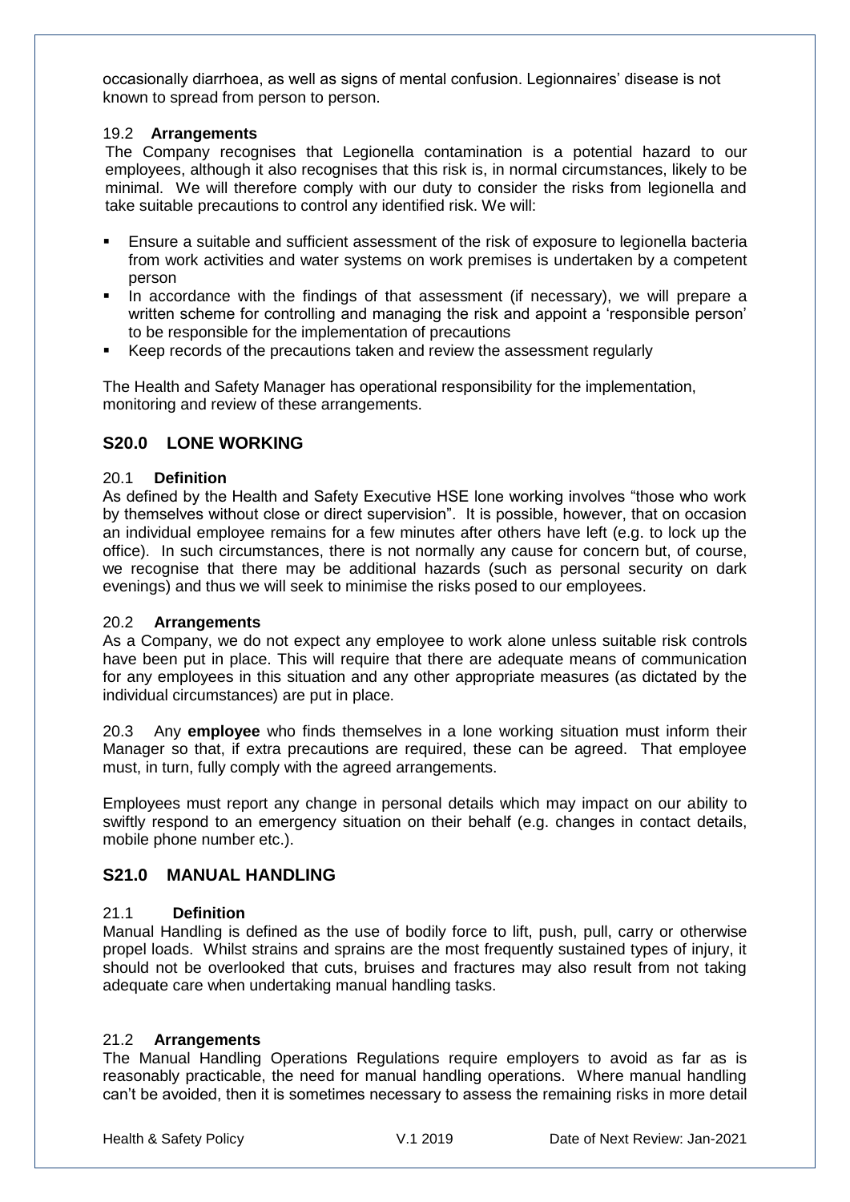occasionally diarrhoea, as well as signs of mental confusion. Legionnaires' disease is not known to spread from person to person.

### 19.2 **Arrangements**

The Company recognises that Legionella contamination is a potential hazard to our employees, although it also recognises that this risk is, in normal circumstances, likely to be minimal. We will therefore comply with our duty to consider the risks from legionella and take suitable precautions to control any identified risk. We will:

- Ensure a suitable and sufficient assessment of the risk of exposure to legionella bacteria from work activities and water systems on work premises is undertaken by a competent person
- In accordance with the findings of that assessment (if necessary), we will prepare a written scheme for controlling and managing the risk and appoint a 'responsible person' to be responsible for the implementation of precautions
- Keep records of the precautions taken and review the assessment regularly

The Health and Safety Manager has operational responsibility for the implementation, monitoring and review of these arrangements.

## S20.0 LONE WORKING

### 20.1 **Definition**

As defined by the Health and Safety Executive HSE lone working involves "those who work by themselves without close or direct supervision". It is possible, however, that on occasion an individual employee remains for a few minutes after others have left (e.g. to lock up the office). In such circumstances, there is not normally any cause for concern but, of course, we recognise that there may be additional hazards (such as personal security on dark evenings) and thus we will seek to minimise the risks posed to our employees.

### 20.2 **Arrangements**

As a Company, we do not expect any employee to work alone unless suitable risk controls have been put in place. This will require that there are adequate means of communication for any employees in this situation and any other appropriate measures (as dictated by the individual circumstances) are put in place.

20.3 Any **employee** who finds themselves in a lone working situation must inform their Manager so that, if extra precautions are required, these can be agreed. That employee must, in turn, fully comply with the agreed arrangements.

Employees must report any change in personal details which may impact on our ability to swiftly respond to an emergency situation on their behalf (e.g. changes in contact details, mobile phone number etc.).

## S21.0 MANUAL HANDLING

### 21.1 **Definition**

Manual Handling is defined as the use of bodily force to lift, push, pull, carry or otherwise propel loads. Whilst strains and sprains are the most frequently sustained types of injury, it should not be overlooked that cuts, bruises and fractures may also result from not taking adequate care when undertaking manual handling tasks.

### 21.2 **Arrangements**

The Manual Handling Operations Regulations require employers to avoid as far as is reasonably practicable, the need for manual handling operations. Where manual handling can't be avoided, then it is sometimes necessary to assess the remaining risks in more detail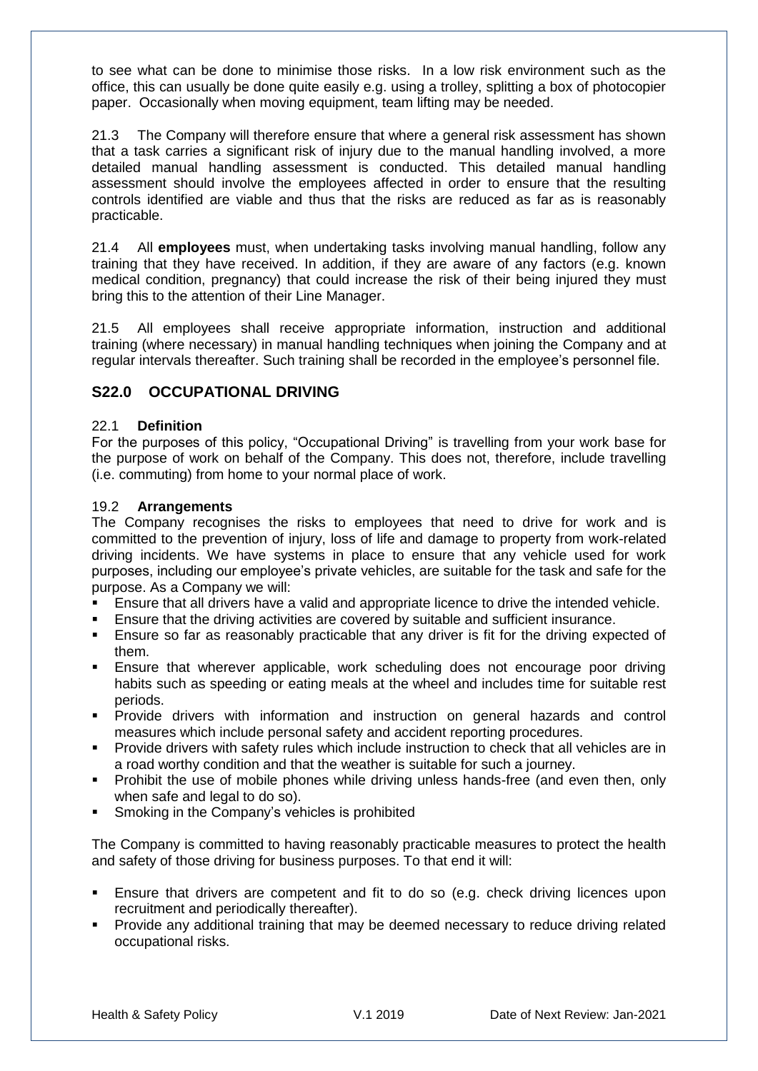to see what can be done to minimise those risks. In a low risk environment such as the office, this can usually be done quite easily e.g. using a trolley, splitting a box of photocopier paper. Occasionally when moving equipment, team lifting may be needed.

21.3 The Company will therefore ensure that where a general risk assessment has shown that a task carries a significant risk of injury due to the manual handling involved, a more detailed manual handling assessment is conducted. This detailed manual handling assessment should involve the employees affected in order to ensure that the resulting controls identified are viable and thus that the risks are reduced as far as is reasonably practicable.

21.4 All **employees** must, when undertaking tasks involving manual handling, follow any training that they have received. In addition, if they are aware of any factors (e.g. known medical condition, pregnancy) that could increase the risk of their being injured they must bring this to the attention of their Line Manager.

21.5 All employees shall receive appropriate information, instruction and additional training (where necessary) in manual handling techniques when joining the Company and at regular intervals thereafter. Such training shall be recorded in the employee's personnel file.

## S22.0 OCCUPATIONAL DRIVING

### 22.1 Definition

For the purposes of this policy, "Occupational Driving" is travelling from your work base for the purpose of work on behalf of the Company. This does not, therefore, include travelling (i.e. commuting) from home to your normal place of work.

### 19.2 Arrangements

The Company recognises the risks to employees that need to drive for work and is committed to the prevention of injury, loss of life and damage to property from work-related driving incidents. We have systems in place to ensure that any vehicle used for work purposes, including our employee's private vehicles, are suitable for the task and safe for the purpose. As a Company we will:

- Ensure that all drivers have a valid and appropriate licence to drive the intended vehicle.
- Ensure that the driving activities are covered by suitable and sufficient insurance.
- Ensure so far as reasonably practicable that any driver is fit for the driving expected of them.
- Ensure that wherever applicable, work scheduling does not encourage poor driving habits such as speeding or eating meals at the wheel and includes time for suitable rest periods.
- Provide drivers with information and instruction on general hazards and control measures which include personal safety and accident reporting procedures.
- Provide drivers with safety rules which include instruction to check that all vehicles are in a road worthy condition and that the weather is suitable for such a journey.
- Prohibit the use of mobile phones while driving unless hands-free (and even then, only when safe and legal to do so).
- Smoking in the Company's vehicles is prohibited

The Company is committed to having reasonably practicable measures to protect the health and safety of those driving for business purposes. To that end it will:

- Ensure that drivers are competent and fit to do so (e.g. check driving licences upon recruitment and periodically thereafter).
- Provide any additional training that may be deemed necessary to reduce driving related occupational risks.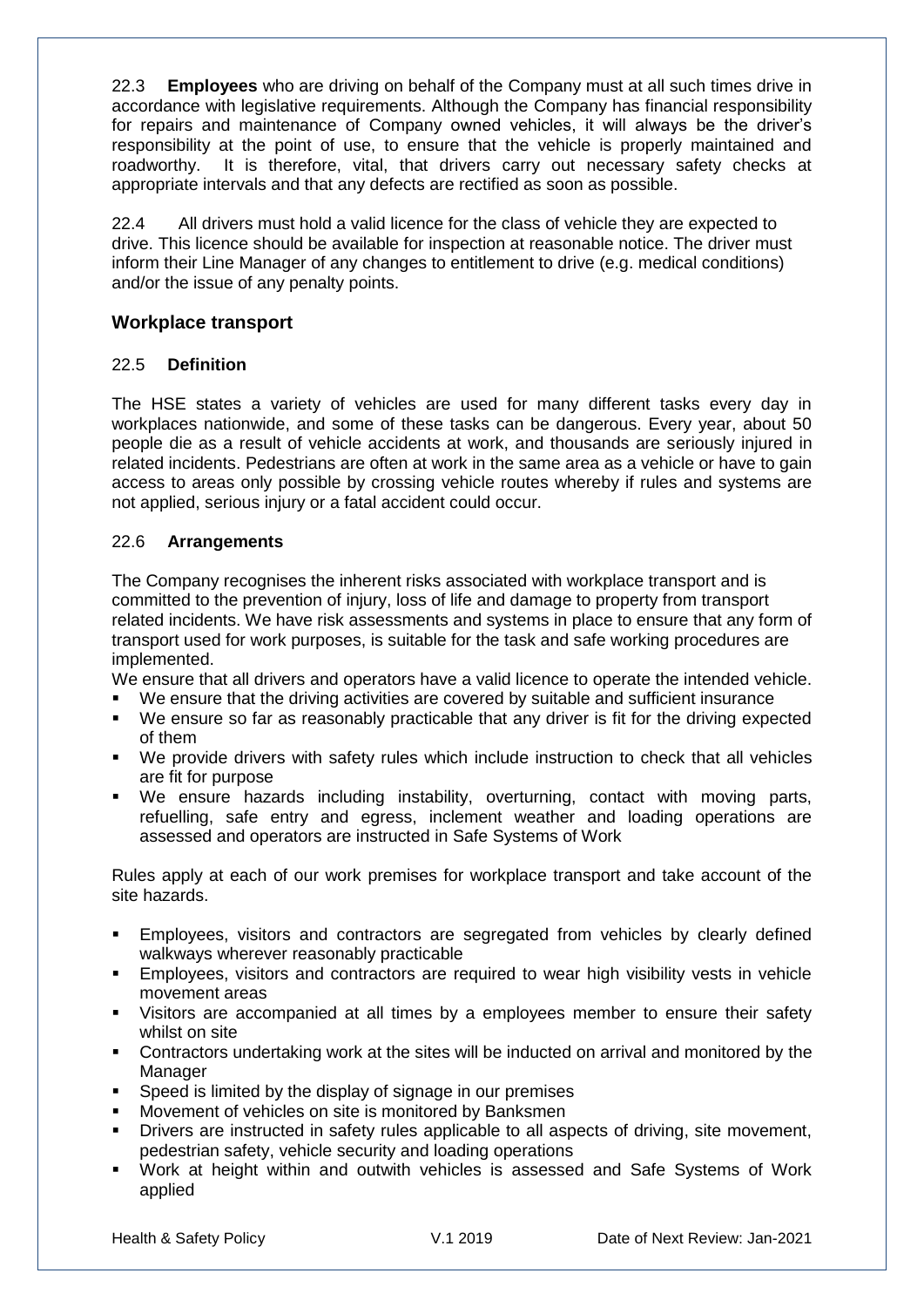22.3 **Employees** who are driving on behalf of the Company must at all such times drive in accordance with legislative requirements. Although the Company has financial responsibility for repairs and maintenance of Company owned vehicles, it will always be the driver's responsibility at the point of use, to ensure that the vehicle is properly maintained and roadworthy. It is therefore, vital, that drivers carry out necessary safety checks at appropriate intervals and that any defects are rectified as soon as possible.

22.4 All drivers must hold a valid licence for the class of vehicle they are expected to drive. This licence should be available for inspection at reasonable notice. The driver must inform their Line Manager of any changes to entitlement to drive (e.g. medical conditions) and/or the issue of any penalty points.

## Workplace transport

### 22.5 Definition

The HSE states a variety of vehicles are used for many different tasks every day in workplaces nationwide, and some of these tasks can be dangerous. Every year, about 50 people die as a result of vehicle accidents at work, and thousands are seriously injured in related incidents. Pedestrians are often at work in the same area as a vehicle or have to gain access to areas only possible by crossing vehicle routes whereby if rules and systems are not applied, serious injury or a fatal accident could occur.

### 22.6 Arrangements

The Company recognises the inherent risks associated with workplace transport and is committed to the prevention of injury, loss of life and damage to property from transport related incidents. We have risk assessments and systems in place to ensure that any form of transport used for work purposes, is suitable for the task and safe working procedures are implemented.

We ensure that all drivers and operators have a valid licence to operate the intended vehicle.

- We ensure that the driving activities are covered by suitable and sufficient insurance
- We ensure so far as reasonably practicable that any driver is fit for the driving expected of them
- We provide drivers with safety rules which include instruction to check that all vehicles are fit for purpose
- We ensure hazards including instability, overturning, contact with moving parts, refuelling, safe entry and egress, inclement weather and loading operations are assessed and operators are instructed in Safe Systems of Work

Rules apply at each of our work premises for workplace transport and take account of the site hazards.

- Employees, visitors and contractors are segregated from vehicles by clearly defined walkways wherever reasonably practicable
- Employees, visitors and contractors are required to wear high visibility vests in vehicle movement areas
- Visitors are accompanied at all times by a employees member to ensure their safety whilst on site
- Contractors undertaking work at the sites will be inducted on arrival and monitored by the Manager
- Speed is limited by the display of signage in our premises
- Movement of vehicles on site is monitored by Banksmen
- Drivers are instructed in safety rules applicable to all aspects of driving, site movement, pedestrian safety, vehicle security and loading operations
- Work at height within and outwith vehicles is assessed and Safe Systems of Work applied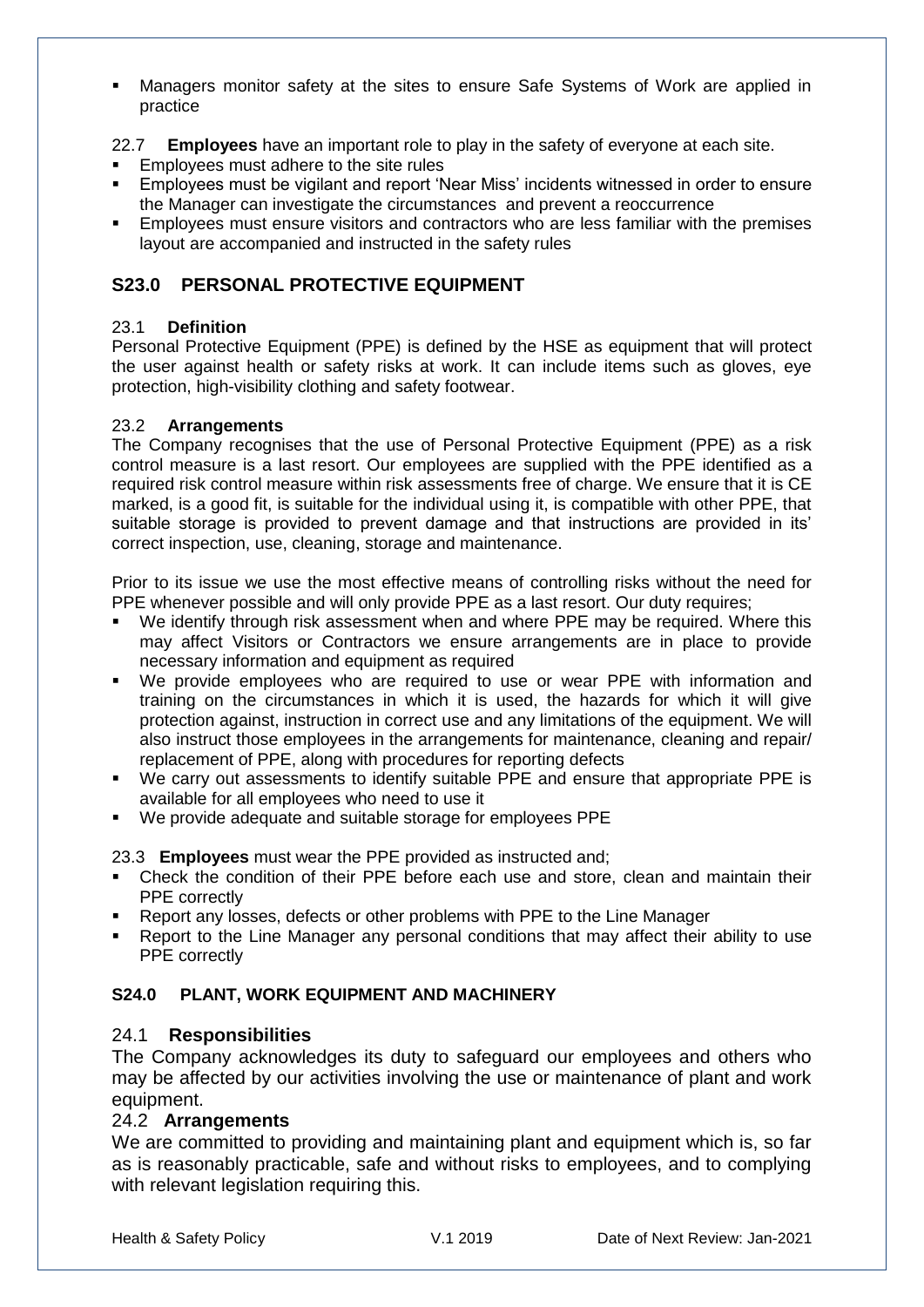- Managers monitor safety at the sites to ensure Safe Systems of Work are applied in practice

22.7 **Employees** have an important role to play in the safety of everyone at each site.

- Employees must adhere to the site rules
- Employees must be vigilant and report 'Near Miss' incidents witnessed in order to ensure the Manager can investigate the circumstances and prevent a reoccurrence
- Employees must ensure visitors and contractors who are less familiar with the premises layout are accompanied and instructed in the safety rules

## S23.0 PERSONAL PROTECTIVE EQUIPMENT

23.1 **Definition**

Personal Protective Equipment (PPE) is defined by the HSE as equipment that will protect the user against health or safety risks at work. It can include items such as gloves, eye protection, high-visibility clothing and safety footwear.

23.2 **Arrangements**

The Company recognises that the use of Personal Protective Equipment (PPE) as a risk control measure is a last resort. Our employees are supplied with the PPE identified as a required risk control measure within risk assessments free of charge. We ensure that it is CE marked, is a good fit, is suitable for the individual using it, is compatible with other PPE, that suitable storage is provided to prevent damage and that instructions are provided in its' correct inspection, use, cleaning, storage and maintenance.

Prior to its issue we use the most effective means of controlling risks without the need for PPE whenever possible and will only provide PPE as a last resort. Our duty requires;

- We identify through risk assessment when and where PPE may be required. Where this may affect Visitors or Contractors we ensure arrangements are in place to provide necessary information and equipment as required
- We provide employees who are required to use or wear PPE with information and training on the circumstances in which it is used, the hazards for which it will give protection against, instruction in correct use and any limitations of the equipment. We will also instruct those employees in the arrangements for maintenance, cleaning and repair/ replacement of PPE, along with procedures for reporting defects
- We carry out assessments to identify suitable PPE and ensure that appropriate PPE is available for all employees who need to use it
- We provide adequate and suitable storage for employees PPE

23.3 **Employees** must wear the PPE provided as instructed and;

- Check the condition of their PPE before each use and store, clean and maintain their PPE correctly
- Report any losses, defects or other problems with PPE to the Line Manager
- Report to the Line Manager any personal conditions that may affect their ability to use PPE correctly

## S24.0 PLANT, WORK EQUIPMENT AND MACHINERY

24.1 **Responsibilities**

The Company acknowledges its duty to safeguard our employees and others who may be affected by our activities involving the use or maintenance of plant and work equipment.

24.2 **Arrangements**

We are committed to providing and maintaining plant and equipment which is, so far as is reasonably practicable, safe and without risks to employees, and to complying with relevant legislation requiring this.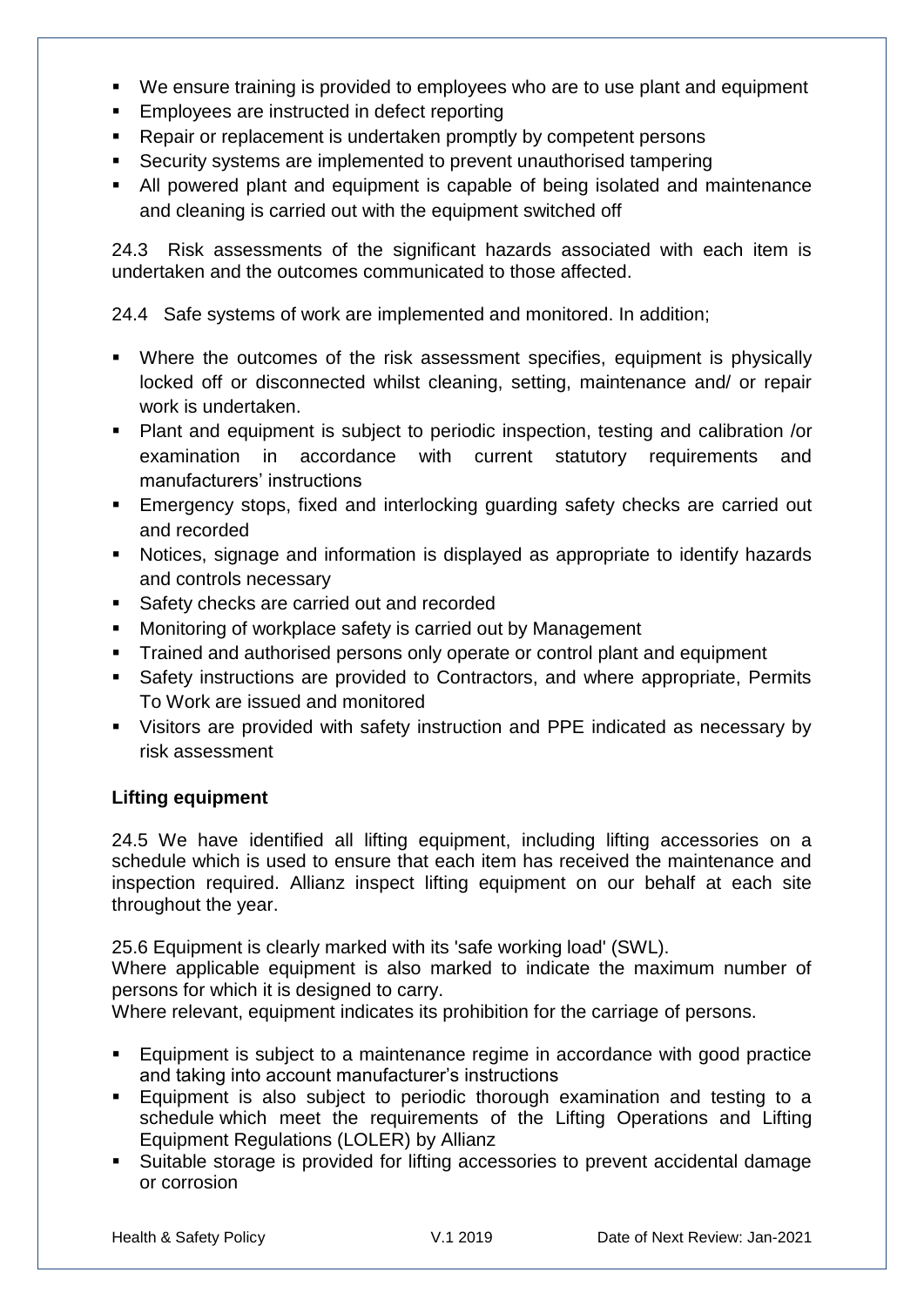- We ensure training is provided to employees who are to use plant and equipment
- Employees are instructed in defect reporting
- Repair or replacement is undertaken promptly by competent persons
- Security systems are implemented to prevent unauthorised tampering
- All powered plant and equipment is capable of being isolated and maintenance and cleaning is carried out with the equipment switched off

24.3 Risk assessments of the significant hazards associated with each item is undertaken and the outcomes communicated to those affected.

24.4 Safe systems of work are implemented and monitored. In addition;

- Where the outcomes of the risk assessment specifies, equipment is physically locked off or disconnected whilst cleaning, setting, maintenance and/ or repair work is undertaken.
- Plant and equipment is subject to periodic inspection, testing and calibration /or examination in accordance with current statutory requirements and manufacturers' instructions
- Emergency stops, fixed and interlocking guarding safety checks are carried out and recorded
- Notices, signage and information is displayed as appropriate to identify hazards and controls necessary
- Safety checks are carried out and recorded
- Monitoring of workplace safety is carried out by Management
- Trained and authorised persons only operate or control plant and equipment
- Safety instructions are provided to Contractors, and where appropriate, Permits To Work are issued and monitored
- Visitors are provided with safety instruction and PPE indicated as necessary by risk assessment

**Lifting equipment**

24.5 We have identified all lifting equipment, including lifting accessories on a schedule which is used to ensure that each item has received the maintenance and inspection required. Allianz inspect lifting equipment on our behalf at each site throughout the year.

25.6 Equipment is clearly marked with its 'safe working load' (SWL).
Where applicable equipment is also marked to indicate the maximum number of persons for which it is designed to carry.
Where relevant, equipment indicates its prohibition for the carriage of persons.

- Equipment is subject to a maintenance regime in accordance with good practice and taking into account manufacturer's instructions
- Equipment is also subject to periodic thorough examination and testing to a schedule which meet the requirements of the Lifting Operations and Lifting Equipment Regulations (LOLER) by Allianz
- Suitable storage is provided for lifting accessories to prevent accidental damage or corrosion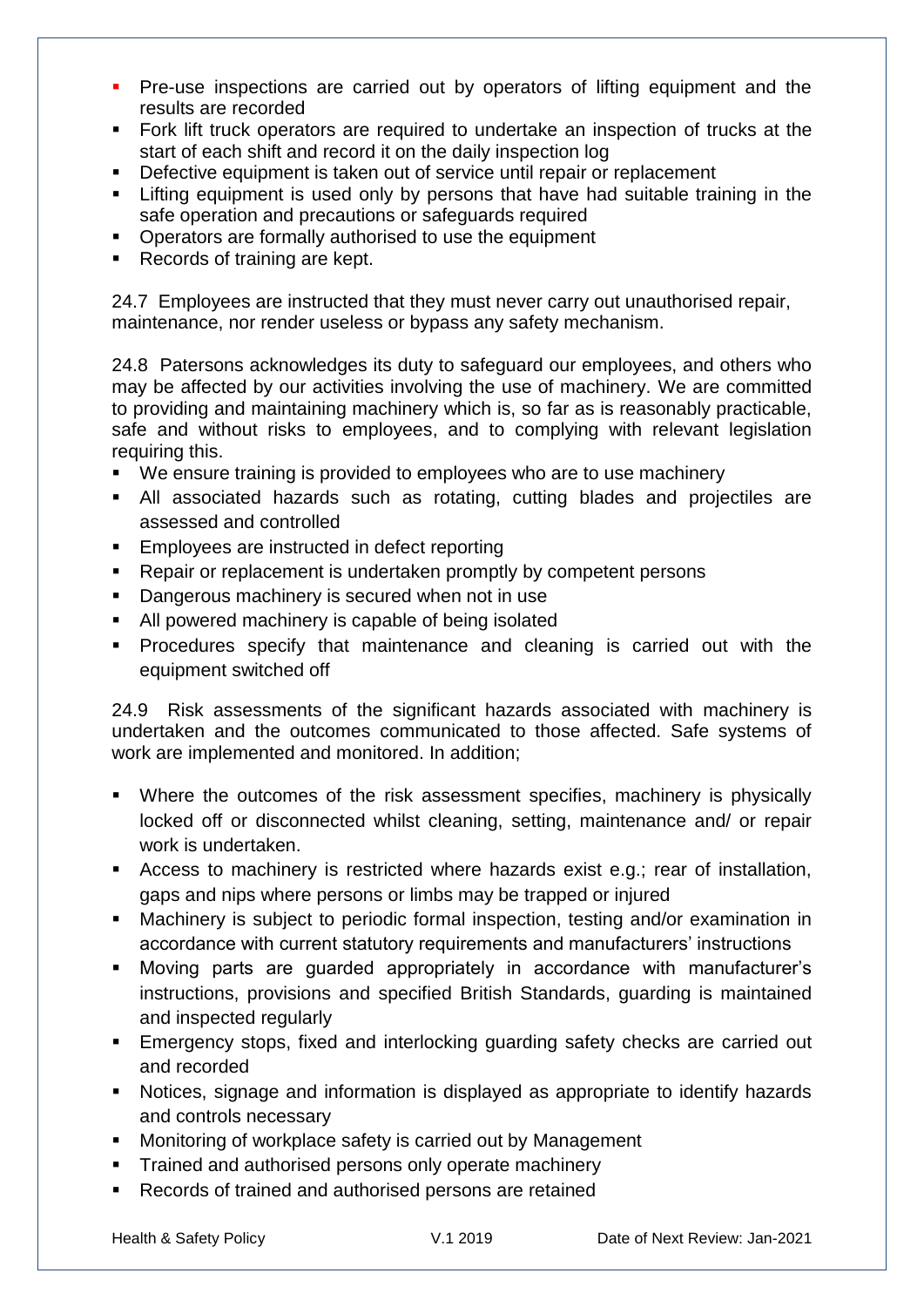- Pre-use inspections are carried out by operators of lifting equipment and the results are recorded
- Fork lift truck operators are required to undertake an inspection of trucks at the start of each shift and record it on the daily inspection log
- Defective equipment is taken out of service until repair or replacement
- Lifting equipment is used only by persons that have had suitable training in the safe operation and precautions or safeguards required
- Operators are formally authorised to use the equipment
- Records of training are kept.

24.7 Employees are instructed that they must never carry out unauthorised repair, maintenance, nor render useless or bypass any safety mechanism.

24.8 Patersons acknowledges its duty to safeguard our employees, and others who may be affected by our activities involving the use of machinery. We are committed to providing and maintaining machinery which is, so far as is reasonably practicable, safe and without risks to employees, and to complying with relevant legislation requiring this.

- We ensure training is provided to employees who are to use machinery
- All associated hazards such as rotating, cutting blades and projectiles are assessed and controlled
- Employees are instructed in defect reporting
- Repair or replacement is undertaken promptly by competent persons
- Dangerous machinery is secured when not in use
- All powered machinery is capable of being isolated
- Procedures specify that maintenance and cleaning is carried out with the equipment switched off

24.9 Risk assessments of the significant hazards associated with machinery is undertaken and the outcomes communicated to those affected. Safe systems of work are implemented and monitored. In addition;

- Where the outcomes of the risk assessment specifies, machinery is physically locked off or disconnected whilst cleaning, setting, maintenance and/ or repair work is undertaken.
- Access to machinery is restricted where hazards exist e.g.; rear of installation, gaps and nips where persons or limbs may be trapped or injured
- Machinery is subject to periodic formal inspection, testing and/or examination in accordance with current statutory requirements and manufacturers' instructions
- Moving parts are guarded appropriately in accordance with manufacturer's instructions, provisions and specified British Standards, guarding is maintained and inspected regularly
- Emergency stops, fixed and interlocking guarding safety checks are carried out and recorded
- Notices, signage and information is displayed as appropriate to identify hazards and controls necessary
- Monitoring of workplace safety is carried out by Management
- Trained and authorised persons only operate machinery
- Records of trained and authorised persons are retained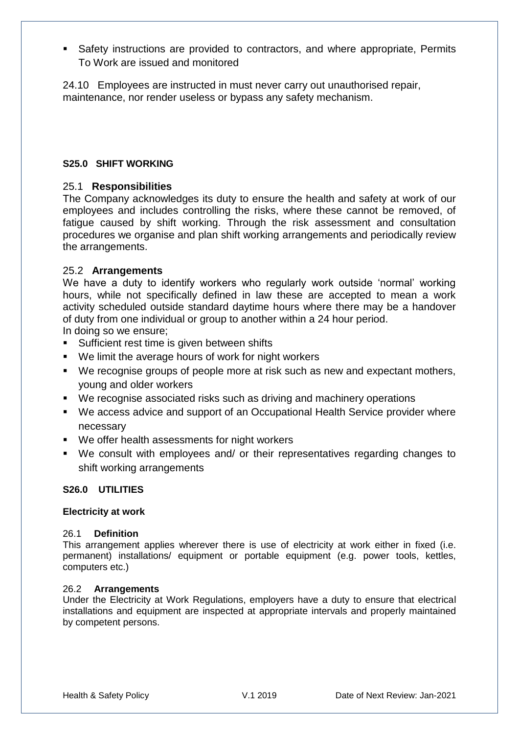- Safety instructions are provided to contractors, and where appropriate, Permits To Work are issued and monitored

24.10 Employees are instructed in must never carry out unauthorised repair, maintenance, nor render useless or bypass any safety mechanism.

## S25.0 SHIFT WORKING

### 25.1 Responsibilities

The Company acknowledges its duty to ensure the health and safety at work of our employees and includes controlling the risks, where these cannot be removed, of fatigue caused by shift working. Through the risk assessment and consultation procedures we organise and plan shift working arrangements and periodically review the arrangements.

### 25.2 Arrangements

We have a duty to identify workers who regularly work outside 'normal' working hours, while not specifically defined in law these are accepted to mean a work activity scheduled outside standard daytime hours where there may be a handover of duty from one individual or group to another within a 24 hour period.

In doing so we ensure;

- Sufficient rest time is given between shifts
- We limit the average hours of work for night workers
- We recognise groups of people more at risk such as new and expectant mothers, young and older workers
- We recognise associated risks such as driving and machinery operations
- We access advice and support of an Occupational Health Service provider where necessary
- We offer health assessments for night workers
- We consult with employees and/ or their representatives regarding changes to shift working arrangements

## S26.0 UTILITIES

**Electricity at work**

### 26.1 Definition

This arrangement applies wherever there is use of electricity at work either in fixed (i.e. permanent) installations/ equipment or portable equipment (e.g. power tools, kettles, computers etc.)

### 26.2 Arrangements

Under the Electricity at Work Regulations, employers have a duty to ensure that electrical installations and equipment are inspected at appropriate intervals and properly maintained by competent persons.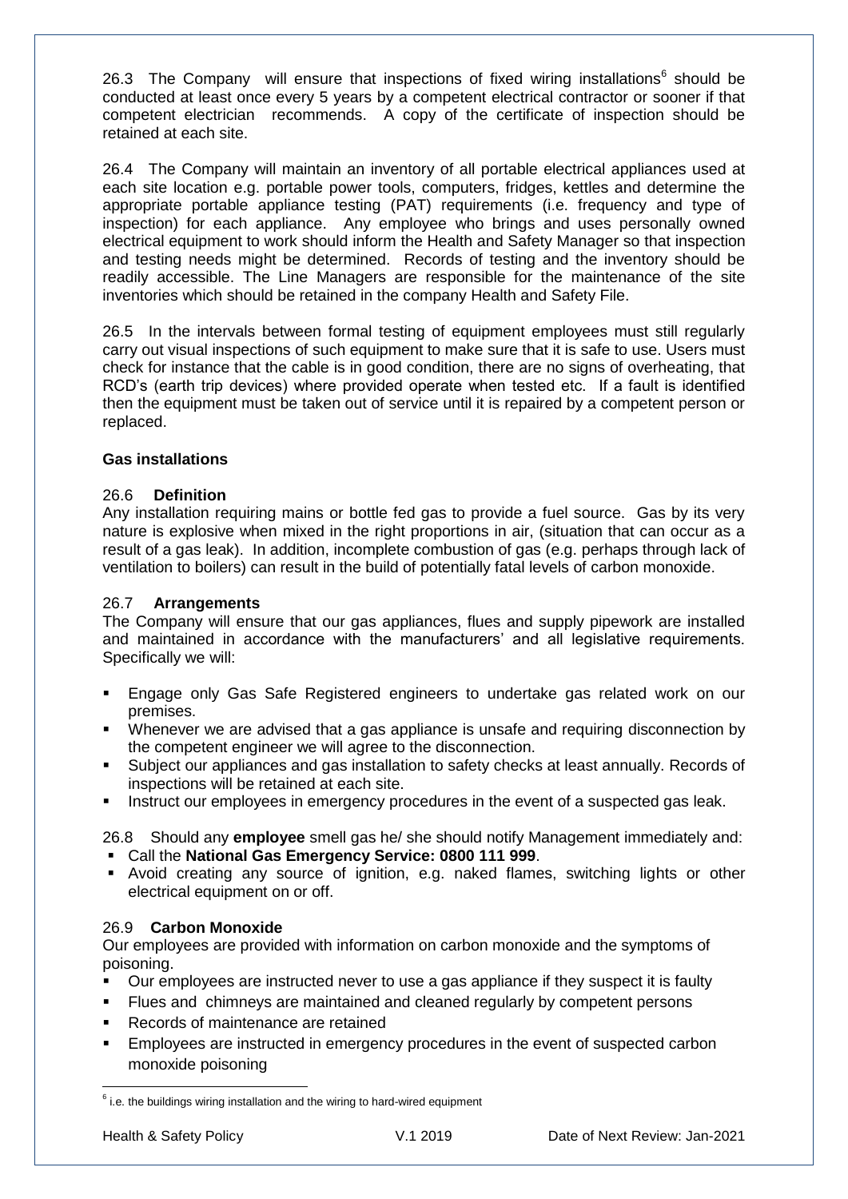26.3 The Company will ensure that inspections of fixed wiring installations[6] should be conducted at least once every 5 years by a competent electrical contractor or sooner if that competent electrician recommends. A copy of the certificate of inspection should be retained at each site.

26.4 The Company will maintain an inventory of all portable electrical appliances used at each site location e.g. portable power tools, computers, fridges, kettles and determine the appropriate portable appliance testing (PAT) requirements (i.e. frequency and type of inspection) for each appliance. Any employee who brings and uses personally owned electrical equipment to work should inform the Health and Safety Manager so that inspection and testing needs might be determined. Records of testing and the inventory should be readily accessible. The Line Managers are responsible for the maintenance of the site inventories which should be retained in the company Health and Safety File.

26.5 In the intervals between formal testing of equipment employees must still regularly carry out visual inspections of such equipment to make sure that it is safe to use. Users must check for instance that the cable is in good condition, there are no signs of overheating, that RCD's (earth trip devices) where provided operate when tested etc. If a fault is identified then the equipment must be taken out of service until it is repaired by a competent person or replaced.

### Gas installations

26.6 **Definition**

Any installation requiring mains or bottle fed gas to provide a fuel source. Gas by its very nature is explosive when mixed in the right proportions in air, (situation that can occur as a result of a gas leak). In addition, incomplete combustion of gas (e.g. perhaps through lack of ventilation to boilers) can result in the build of potentially fatal levels of carbon monoxide.

26.7 **Arrangements**

The Company will ensure that our gas appliances, flues and supply pipework are installed and maintained in accordance with the manufacturers' and all legislative requirements. Specifically we will:

- Engage only Gas Safe Registered engineers to undertake gas related work on our premises.
- Whenever we are advised that a gas appliance is unsafe and requiring disconnection by the competent engineer we will agree to the disconnection.
- Subject our appliances and gas installation to safety checks at least annually. Records of inspections will be retained at each site.
- Instruct our employees in emergency procedures in the event of a suspected gas leak.

26.8 Should any **employee** smell gas he/ she should notify Management immediately and:

- Call the **National Gas Emergency Service: 0800 111 999**.
- Avoid creating any source of ignition, e.g. naked flames, switching lights or other electrical equipment on or off.

26.9 **Carbon Monoxide**

Our employees are provided with information on carbon monoxide and the symptoms of poisoning.

- Our employees are instructed never to use a gas appliance if they suspect it is faulty
- Flues and chimneys are maintained and cleaned regularly by competent persons
- Records of maintenance are retained
- Employees are instructed in emergency procedures in the event of suspected carbon monoxide poisoning

[6] i.e. the buildings wiring installation and the wiring to hard-wired equipment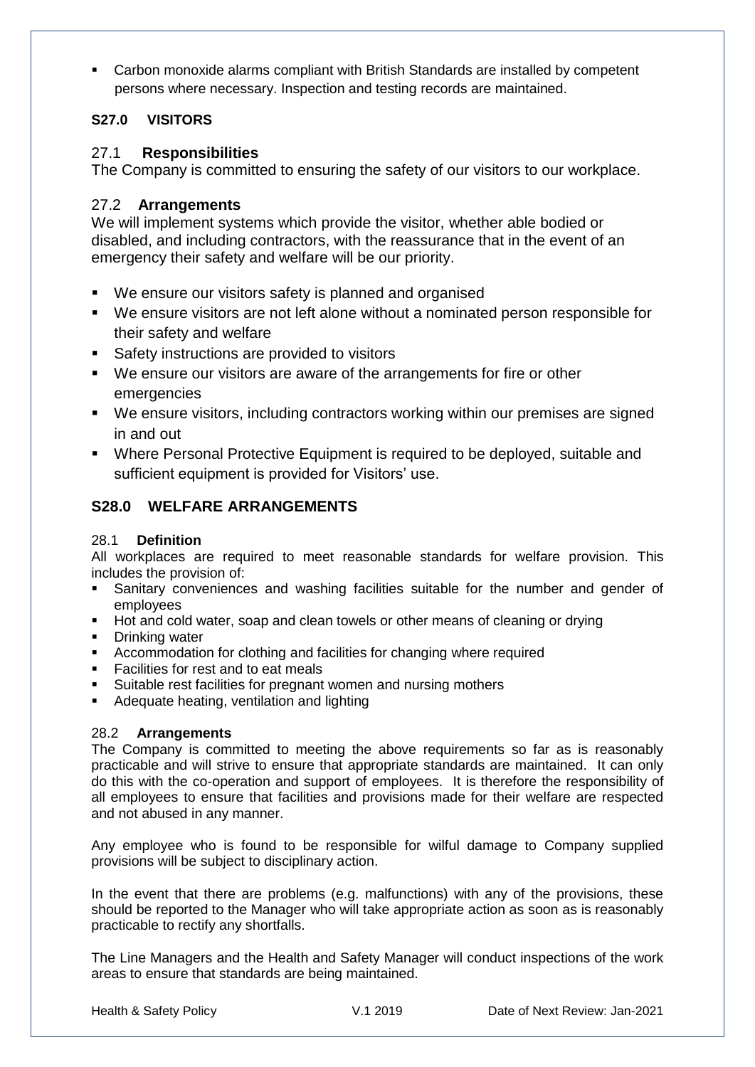- Carbon monoxide alarms compliant with British Standards are installed by competent persons where necessary. Inspection and testing records are maintained.

## S27.0 VISITORS

### 27.1 Responsibilities

The Company is committed to ensuring the safety of our visitors to our workplace.

### 27.2 Arrangements

We will implement systems which provide the visitor, whether able bodied or disabled, and including contractors, with the reassurance that in the event of an emergency their safety and welfare will be our priority.

- We ensure our visitors safety is planned and organised
- We ensure visitors are not left alone without a nominated person responsible for their safety and welfare
- Safety instructions are provided to visitors
- We ensure our visitors are aware of the arrangements for fire or other emergencies
- We ensure visitors, including contractors working within our premises are signed in and out
- Where Personal Protective Equipment is required to be deployed, suitable and sufficient equipment is provided for Visitors' use.

## S28.0 WELFARE ARRANGEMENTS

### 28.1 Definition

All workplaces are required to meet reasonable standards for welfare provision. This includes the provision of:

- Sanitary conveniences and washing facilities suitable for the number and gender of employees
- Hot and cold water, soap and clean towels or other means of cleaning or drying
- Drinking water
- Accommodation for clothing and facilities for changing where required
- Facilities for rest and to eat meals
- Suitable rest facilities for pregnant women and nursing mothers
- Adequate heating, ventilation and lighting

### 28.2 Arrangements

The Company is committed to meeting the above requirements so far as is reasonably practicable and will strive to ensure that appropriate standards are maintained. It can only do this with the co-operation and support of employees. It is therefore the responsibility of all employees to ensure that facilities and provisions made for their welfare are respected and not abused in any manner.

Any employee who is found to be responsible for wilful damage to Company supplied provisions will be subject to disciplinary action.

In the event that there are problems (e.g. malfunctions) with any of the provisions, these should be reported to the Manager who will take appropriate action as soon as is reasonably practicable to rectify any shortfalls.

The Line Managers and the Health and Safety Manager will conduct inspections of the work areas to ensure that standards are being maintained.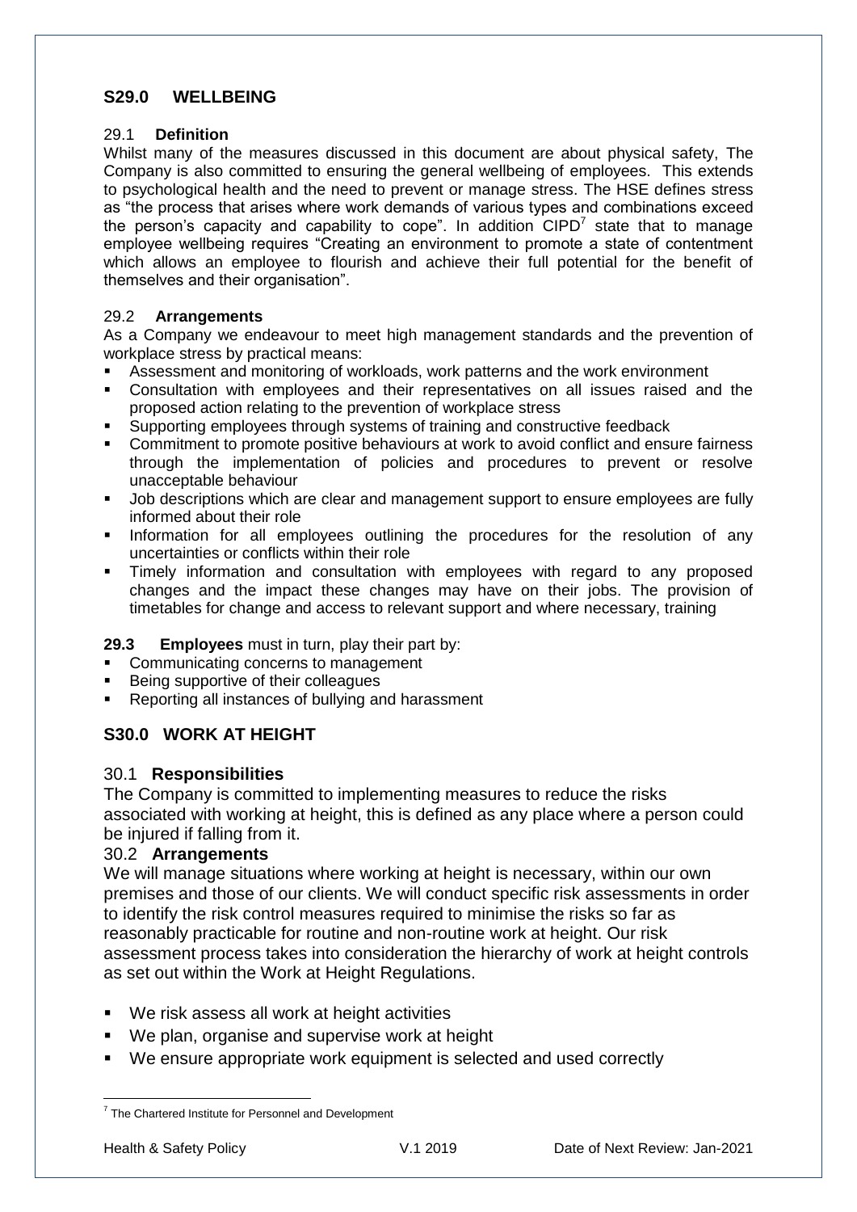## S29.0 WELLBEING

### 29.1 Definition

Whilst many of the measures discussed in this document are about physical safety, The Company is also committed to ensuring the general wellbeing of employees. This extends to psychological health and the need to prevent or manage stress. The HSE defines stress as "the process that arises where work demands of various types and combinations exceed the person's capacity and capability to cope". In addition CIPD[7] state that to manage employee wellbeing requires "Creating an environment to promote a state of contentment which allows an employee to flourish and achieve their full potential for the benefit of themselves and their organisation".

### 29.2 Arrangements

As a Company we endeavour to meet high management standards and the prevention of workplace stress by practical means:

- Assessment and monitoring of workloads, work patterns and the work environment
- Consultation with employees and their representatives on all issues raised and the proposed action relating to the prevention of workplace stress
- Supporting employees through systems of training and constructive feedback
- Commitment to promote positive behaviours at work to avoid conflict and ensure fairness through the implementation of policies and procedures to prevent or resolve unacceptable behaviour
- Job descriptions which are clear and management support to ensure employees are fully informed about their role
- Information for all employees outlining the procedures for the resolution of any uncertainties or conflicts within their role
- Timely information and consultation with employees with regard to any proposed changes and the impact these changes may have on their jobs. The provision of timetables for change and access to relevant support and where necessary, training

**29.3 Employees** must in turn, play their part by:

- Communicating concerns to management
- Being supportive of their colleagues
- Reporting all instances of bullying and harassment

## S30.0 WORK AT HEIGHT

### 30.1 Responsibilities

The Company is committed to implementing measures to reduce the risks associated with working at height, this is defined as any place where a person could be injured if falling from it.

### 30.2 Arrangements

We will manage situations where working at height is necessary, within our own premises and those of our clients. We will conduct specific risk assessments in order to identify the risk control measures required to minimise the risks so far as reasonably practicable for routine and non-routine work at height. Our risk assessment process takes into consideration the hierarchy of work at height controls as set out within the Work at Height Regulations.

- We risk assess all work at height activities
- We plan, organise and supervise work at height
- We ensure appropriate work equipment is selected and used correctly

[7] The Chartered Institute for Personnel and Development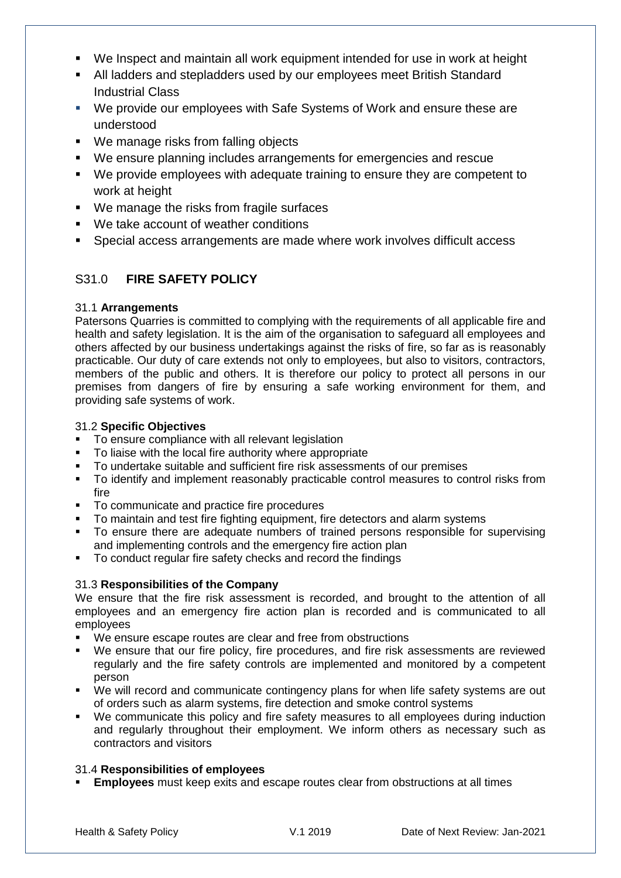- We Inspect and maintain all work equipment intended for use in work at height
- All ladders and stepladders used by our employees meet British Standard Industrial Class
- We provide our employees with Safe Systems of Work and ensure these are understood
- We manage risks from falling objects
- We ensure planning includes arrangements for emergencies and rescue
- We provide employees with adequate training to ensure they are competent to work at height
- We manage the risks from fragile surfaces
- We take account of weather conditions
- Special access arrangements are made where work involves difficult access

## S31.0 **FIRE SAFETY POLICY**

### 31.1 **Arrangements**

Patersons Quarries is committed to complying with the requirements of all applicable fire and health and safety legislation. It is the aim of the organisation to safeguard all employees and others affected by our business undertakings against the risks of fire, so far as is reasonably practicable. Our duty of care extends not only to employees, but also to visitors, contractors, members of the public and others. It is therefore our policy to protect all persons in our premises from dangers of fire by ensuring a safe working environment for them, and providing safe systems of work.

### 31.2 **Specific Objectives**

- To ensure compliance with all relevant legislation
- To liaise with the local fire authority where appropriate
- To undertake suitable and sufficient fire risk assessments of our premises
- To identify and implement reasonably practicable control measures to control risks from fire
- To communicate and practice fire procedures
- To maintain and test fire fighting equipment, fire detectors and alarm systems
- To ensure there are adequate numbers of trained persons responsible for supervising and implementing controls and the emergency fire action plan
- To conduct regular fire safety checks and record the findings

### 31.3 **Responsibilities of the Company**

We ensure that the fire risk assessment is recorded, and brought to the attention of all employees and an emergency fire action plan is recorded and is communicated to all employees

- We ensure escape routes are clear and free from obstructions
- We ensure that our fire policy, fire procedures, and fire risk assessments are reviewed regularly and the fire safety controls are implemented and monitored by a competent person
- We will record and communicate contingency plans for when life safety systems are out of orders such as alarm systems, fire detection and smoke control systems
- We communicate this policy and fire safety measures to all employees during induction and regularly throughout their employment. We inform others as necessary such as contractors and visitors

### 31.4 **Responsibilities of employees**

- **Employees** must keep exits and escape routes clear from obstructions at all times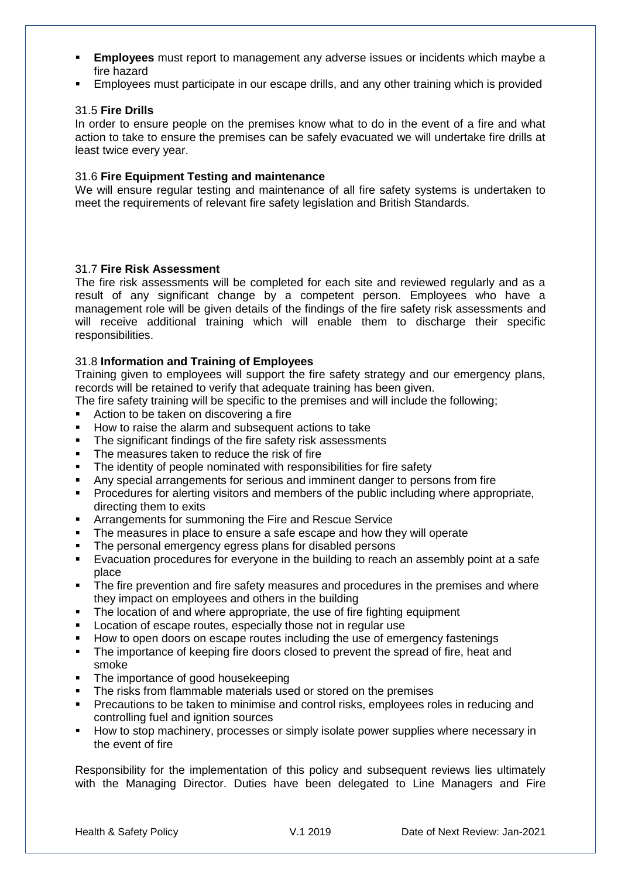- **Employees** must report to management any adverse issues or incidents which maybe a fire hazard
- Employees must participate in our escape drills, and any other training which is provided

### 31.5 **Fire Drills**

In order to ensure people on the premises know what to do in the event of a fire and what action to take to ensure the premises can be safely evacuated we will undertake fire drills at least twice every year.

### 31.6 **Fire Equipment Testing and maintenance**

We will ensure regular testing and maintenance of all fire safety systems is undertaken to meet the requirements of relevant fire safety legislation and British Standards.

### 31.7 **Fire Risk Assessment**

The fire risk assessments will be completed for each site and reviewed regularly and as a result of any significant change by a competent person. Employees who have a management role will be given details of the findings of the fire safety risk assessments and will receive additional training which will enable them to discharge their specific responsibilities.

### 31.8 **Information and Training of Employees**

Training given to employees will support the fire safety strategy and our emergency plans, records will be retained to verify that adequate training has been given.

The fire safety training will be specific to the premises and will include the following;

- Action to be taken on discovering a fire
- How to raise the alarm and subsequent actions to take
- The significant findings of the fire safety risk assessments
- The measures taken to reduce the risk of fire
- The identity of people nominated with responsibilities for fire safety
- Any special arrangements for serious and imminent danger to persons from fire
- Procedures for alerting visitors and members of the public including where appropriate, directing them to exits
- Arrangements for summoning the Fire and Rescue Service
- The measures in place to ensure a safe escape and how they will operate
- The personal emergency egress plans for disabled persons
- Evacuation procedures for everyone in the building to reach an assembly point at a safe place
- The fire prevention and fire safety measures and procedures in the premises and where they impact on employees and others in the building
- The location of and where appropriate, the use of fire fighting equipment
- Location of escape routes, especially those not in regular use
- How to open doors on escape routes including the use of emergency fastenings
- The importance of keeping fire doors closed to prevent the spread of fire, heat and smoke
- The importance of good housekeeping
- The risks from flammable materials used or stored on the premises
- Precautions to be taken to minimise and control risks, employees roles in reducing and controlling fuel and ignition sources
- How to stop machinery, processes or simply isolate power supplies where necessary in the event of fire

Responsibility for the implementation of this policy and subsequent reviews lies ultimately with the Managing Director. Duties have been delegated to Line Managers and Fire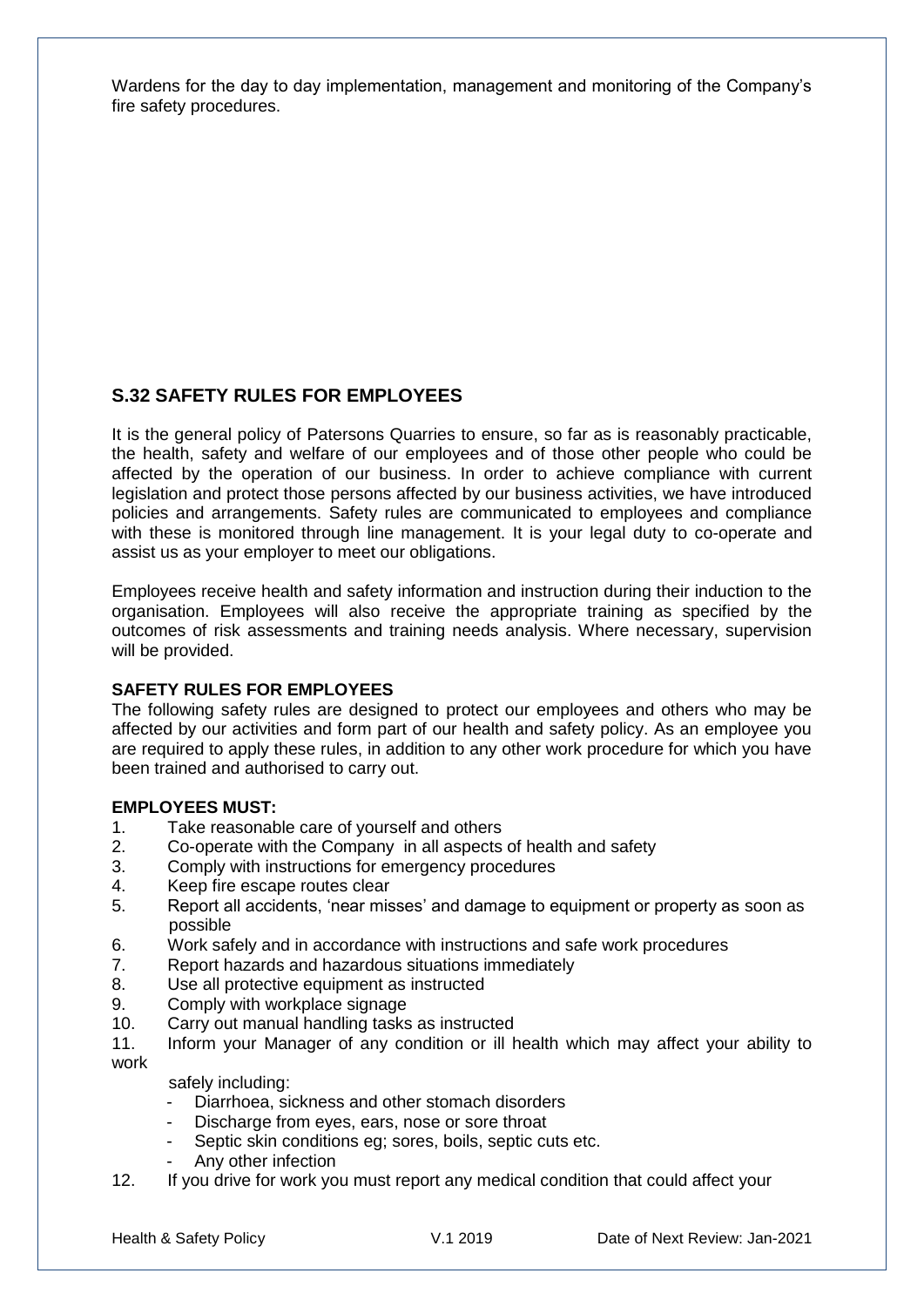Wardens for the day to day implementation, management and monitoring of the Company's fire safety procedures.

## S.32 SAFETY RULES FOR EMPLOYEES

It is the general policy of Patersons Quarries to ensure, so far as is reasonably practicable, the health, safety and welfare of our employees and of those other people who could be affected by the operation of our business. In order to achieve compliance with current legislation and protect those persons affected by our business activities, we have introduced policies and arrangements. Safety rules are communicated to employees and compliance with these is monitored through line management. It is your legal duty to co-operate and assist us as your employer to meet our obligations.

Employees receive health and safety information and instruction during their induction to the organisation. Employees will also receive the appropriate training as specified by the outcomes of risk assessments and training needs analysis. Where necessary, supervision will be provided.

**SAFETY RULES FOR EMPLOYEES**

The following safety rules are designed to protect our employees and others who may be affected by our activities and form part of our health and safety policy. As an employee you are required to apply these rules, in addition to any other work procedure for which you have been trained and authorised to carry out.

**EMPLOYEES MUST:**

1. Take reasonable care of yourself and others
2. Co-operate with the Company in all aspects of health and safety
3. Comply with instructions for emergency procedures
4. Keep fire escape routes clear
5. Report all accidents, 'near misses' and damage to equipment or property as soon as possible
6. Work safely and in accordance with instructions and safe work procedures
7. Report hazards and hazardous situations immediately
8. Use all protective equipment as instructed
9. Comply with workplace signage
10. Carry out manual handling tasks as instructed
11. Inform your Manager of any condition or ill health which may affect your ability to work safely including:
    - Diarrhoea, sickness and other stomach disorders
    - Discharge from eyes, ears, nose or sore throat
    - Septic skin conditions eg; sores, boils, septic cuts etc.
    - Any other infection
12. If you drive for work you must report any medical condition that could affect your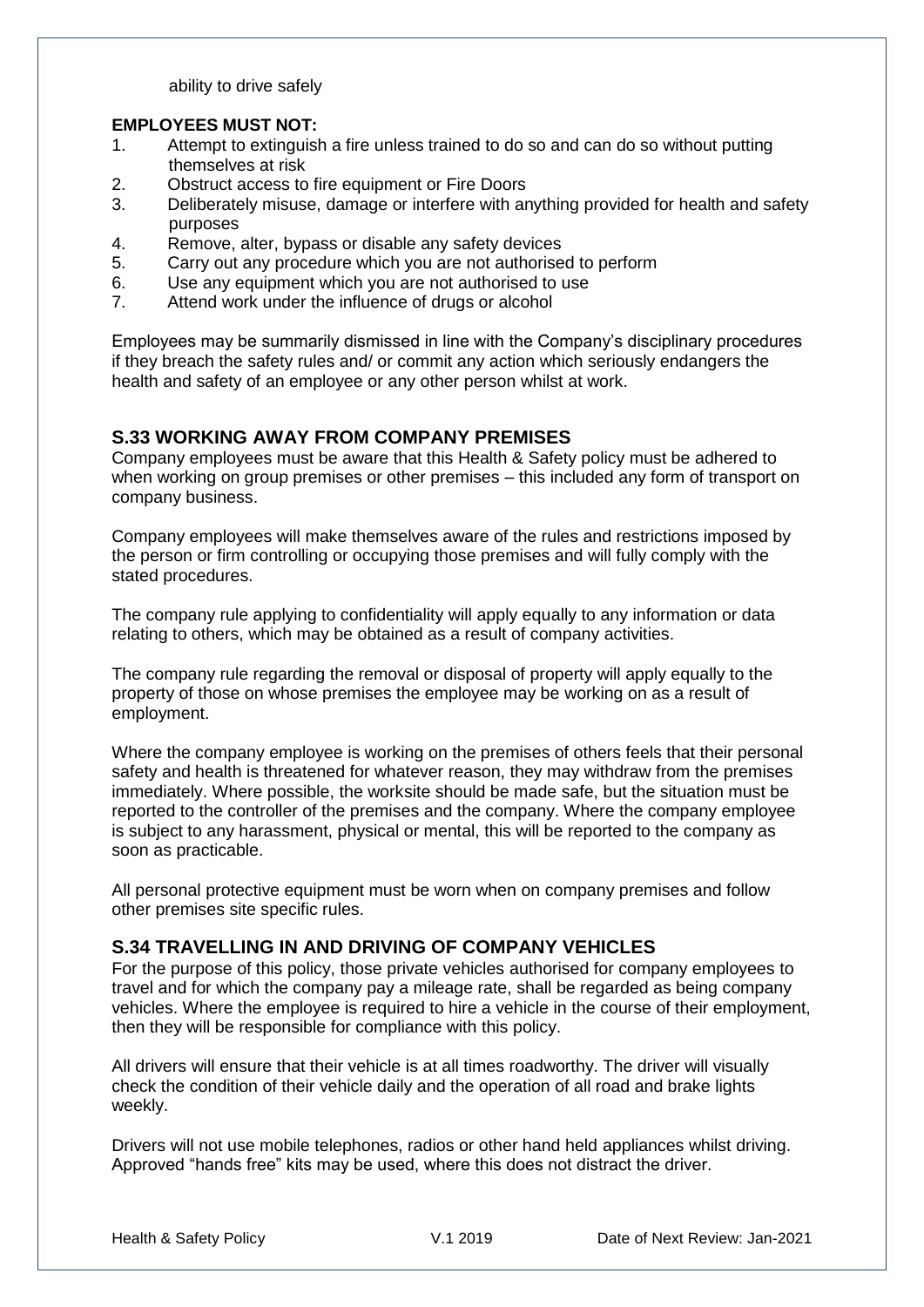ability to drive safely

**EMPLOYEES MUST NOT:**

1. Attempt to extinguish a fire unless trained to do so and can do so without putting themselves at risk
2. Obstruct access to fire equipment or Fire Doors
3. Deliberately misuse, damage or interfere with anything provided for health and safety purposes
4. Remove, alter, bypass or disable any safety devices
5. Carry out any procedure which you are not authorised to perform
6. Use any equipment which you are not authorised to use
7. Attend work under the influence of drugs or alcohol

Employees may be summarily dismissed in line with the Company's disciplinary procedures if they breach the safety rules and/ or commit any action which seriously endangers the health and safety of an employee or any other person whilst at work.

## S.33 WORKING AWAY FROM COMPANY PREMISES

Company employees must be aware that this Health & Safety policy must be adhered to when working on group premises or other premises – this included any form of transport on company business.

Company employees will make themselves aware of the rules and restrictions imposed by the person or firm controlling or occupying those premises and will fully comply with the stated procedures.

The company rule applying to confidentiality will apply equally to any information or data relating to others, which may be obtained as a result of company activities.

The company rule regarding the removal or disposal of property will apply equally to the property of those on whose premises the employee may be working on as a result of employment.

Where the company employee is working on the premises of others feels that their personal safety and health is threatened for whatever reason, they may withdraw from the premises immediately. Where possible, the worksite should be made safe, but the situation must be reported to the controller of the premises and the company. Where the company employee is subject to any harassment, physical or mental, this will be reported to the company as soon as practicable.

All personal protective equipment must be worn when on company premises and follow other premises site specific rules.

## S.34 TRAVELLING IN AND DRIVING OF COMPANY VEHICLES

For the purpose of this policy, those private vehicles authorised for company employees to travel and for which the company pay a mileage rate, shall be regarded as being company vehicles. Where the employee is required to hire a vehicle in the course of their employment, then they will be responsible for compliance with this policy.

All drivers will ensure that their vehicle is at all times roadworthy. The driver will visually check the condition of their vehicle daily and the operation of all road and brake lights weekly.

Drivers will not use mobile telephones, radios or other hand held appliances whilst driving. Approved "hands free" kits may be used, where this does not distract the driver.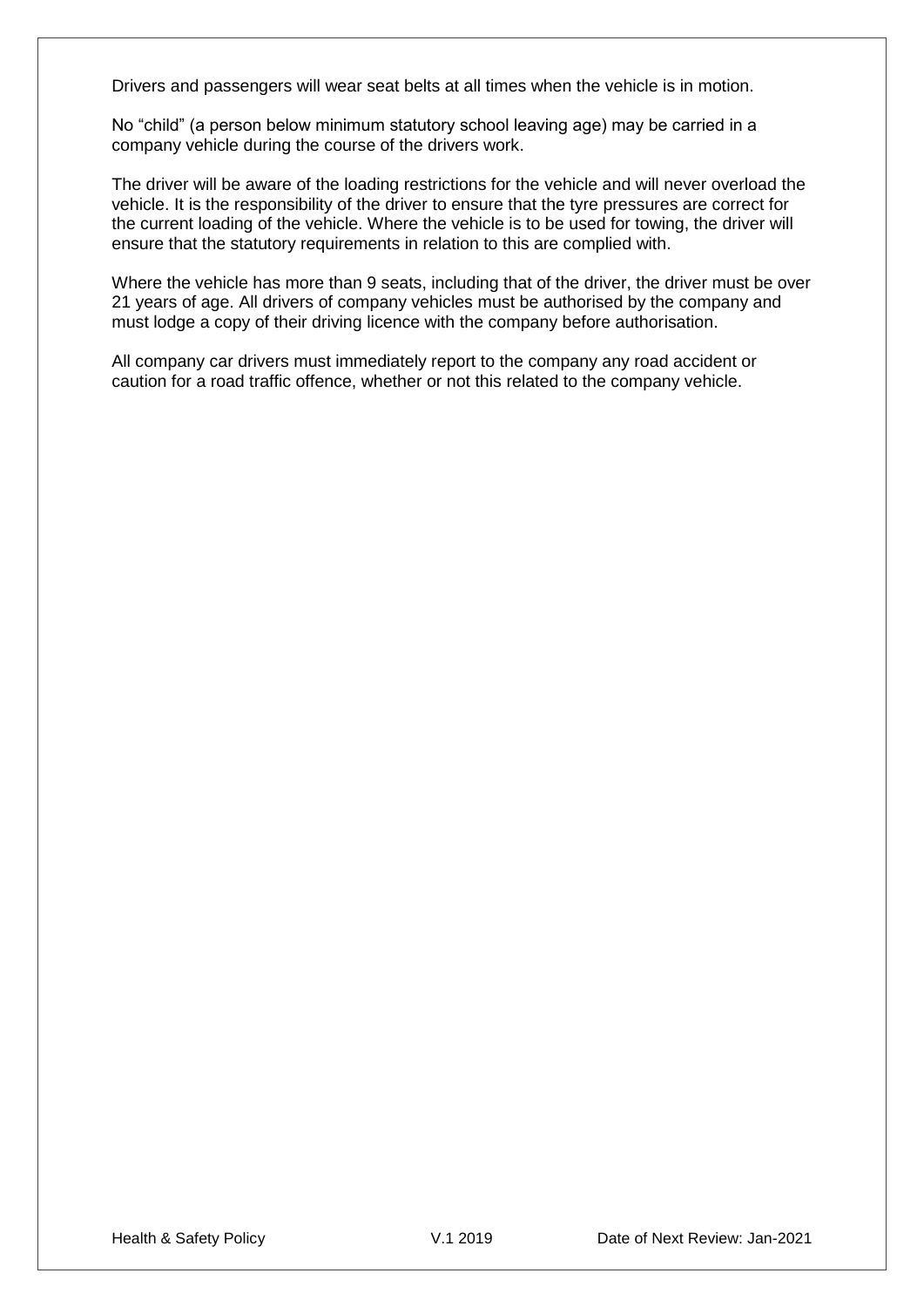Drivers and passengers will wear seat belts at all times when the vehicle is in motion.

No “child” (a person below minimum statutory school leaving age) may be carried in a company vehicle during the course of the drivers work.

The driver will be aware of the loading restrictions for the vehicle and will never overload the vehicle. It is the responsibility of the driver to ensure that the tyre pressures are correct for the current loading of the vehicle. Where the vehicle is to be used for towing, the driver will ensure that the statutory requirements in relation to this are complied with.

Where the vehicle has more than 9 seats, including that of the driver, the driver must be over 21 years of age. All drivers of company vehicles must be authorised by the company and must lodge a copy of their driving licence with the company before authorisation.

All company car drivers must immediately report to the company any road accident or caution for a road traffic offence, whether or not this related to the company vehicle.